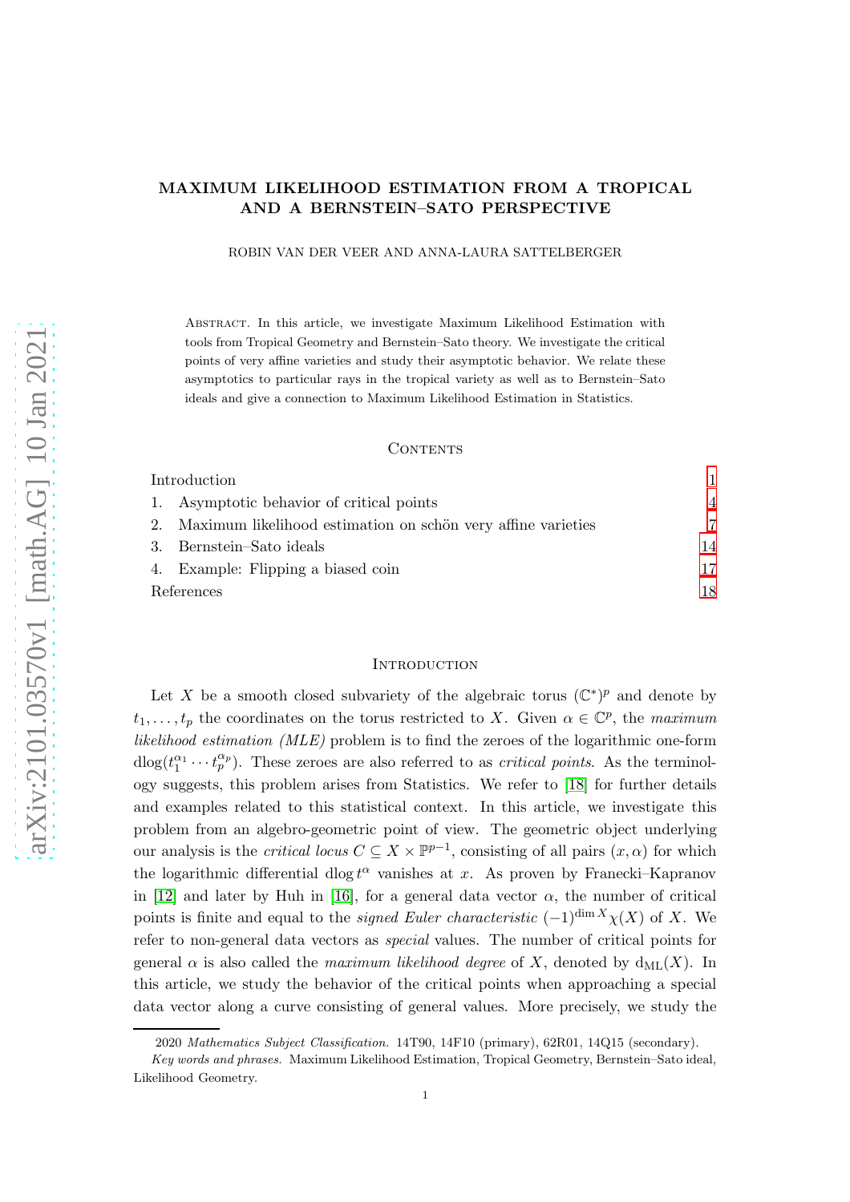# MAXIMUM LIKELIHOOD ESTIMATION FROM A TROPICAL AND A BERNSTEIN–SATO PERSPECTIVE

ROBIN VAN DER VEER AND ANNA-LAURA SATTELBERGER

Abstract. In this article, we investigate Maximum Likelihood Estimation with tools from Tropical Geometry and Bernstein–Sato theory. We investigate the critical points of very affine varieties and study their asymptotic behavior. We relate these asymptotics to particular rays in the tropical variety as well as to Bernstein–Sato ideals and give a connection to Maximum Likelihood Estimation in Statistics.

## Contents

| | |
|---|---|
| Introduction | 1 |
| 1. Asymptotic behavior of critical points | 4 |
| 2. Maximum likelihood estimation on schön very affine varieties | 7 |
| 3. Bernstein–Sato ideals | 14 |
| 4. Example: Flipping a biased coin | 17 |
| References | 18 |

## Introduction

Let $X$ be a smooth closed subvariety of the algebraic torus $(\mathbb{C}^*)^p$ and denote by $t_1, \ldots, t_p$ the coordinates on the torus restricted to $X$. Given $\alpha \in \mathbb{C}^p$, the *maximum likelihood estimation (MLE)* problem is to find the zeroes of the logarithmic one-form $\operatorname{dlog}(t_1^{\alpha_1} \cdots t_p^{\alpha_p})$. These zeroes are also referred to as *critical points*. As the terminology suggests, this problem arises from Statistics. We refer to [18] for further details and examples related to this statistical context. In this article, we investigate this problem from an algebro-geometric point of view. The geometric object underlying our analysis is the *critical locus* $C \subseteq X \times \mathbb{P}^{p-1}$, consisting of all pairs $(x, \alpha)$ for which the logarithmic differential $\operatorname{dlog} t^\alpha$ vanishes at $x$. As proven by Franecki–Kapranov in [12] and later by Huh in [16], for a general data vector $\alpha$, the number of critical points is finite and equal to the *signed Euler characteristic* $(-1)^{\dim X}\chi(X)$ of $X$. We refer to non-general data vectors as *special* values. The number of critical points for general $\alpha$ is also called the *maximum likelihood degree* of $X$, denoted by $\mathrm{d}_{\mathrm{ML}}(X)$. In this article, we study the behavior of the critical points when approaching a special data vector along a curve consisting of general values. More precisely, we study the

2020 *Mathematics Subject Classification.* 14T90, 14F10 (primary), 62R01, 14Q15 (secondary).

*Key words and phrases.* Maximum Likelihood Estimation, Tropical Geometry, Bernstein–Sato ideal, Likelihood Geometry.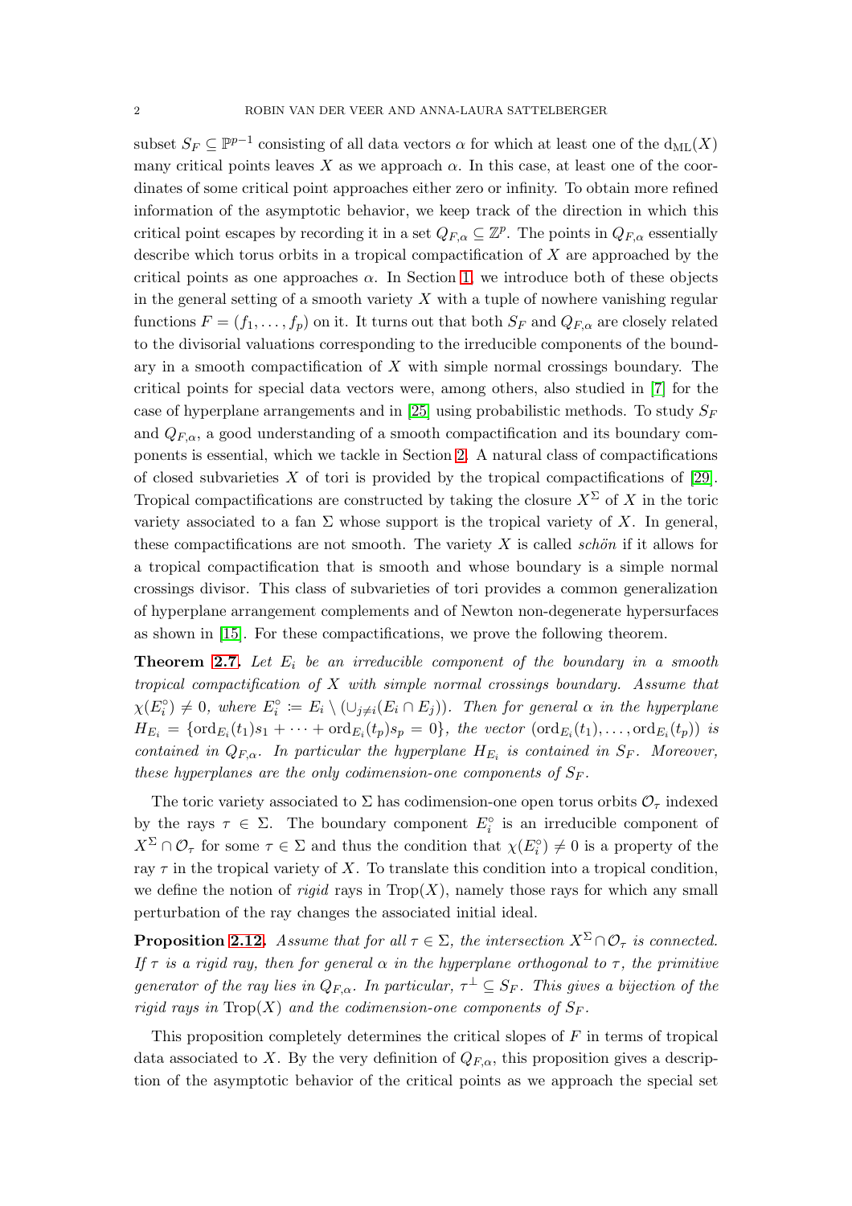subset $S_F \subseteq \mathbb{P}^{p-1}$ consisting of all data vectors $\alpha$ for which at least one of the $\mathrm{d_{ML}}(X)$ many critical points leaves $X$ as we approach $\alpha$. In this case, at least one of the coordinates of some critical point approaches either zero or infinity. To obtain more refined information of the asymptotic behavior, we keep track of the direction in which this critical point escapes by recording it in a set $Q_{F,\alpha} \subseteq \mathbb{Z}^p$. The points in $Q_{F,\alpha}$ essentially describe which torus orbits in a tropical compactification of $X$ are approached by the critical points as one approaches $\alpha$. In Section 1, we introduce both of these objects in the general setting of a smooth variety $X$ with a tuple of nowhere vanishing regular functions $F = (f_1, \ldots, f_p)$ on it. It turns out that both $S_F$ and $Q_{F,\alpha}$ are closely related to the divisorial valuations corresponding to the irreducible components of the boundary in a smooth compactification of $X$ with simple normal crossings boundary. The critical points for special data vectors were, among others, also studied in [7] for the case of hyperplane arrangements and in [25] using probabilistic methods. To study $S_F$ and $Q_{F,\alpha}$, a good understanding of a smooth compactification and its boundary components is essential, which we tackle in Section 2. A natural class of compactifications of closed subvarieties $X$ of tori is provided by the tropical compactifications of [29]. Tropical compactifications are constructed by taking the closure $X^\Sigma$ of $X$ in the toric variety associated to a fan $\Sigma$ whose support is the tropical variety of $X$. In general, these compactifications are not smooth. The variety $X$ is called *schön* if it allows for a tropical compactification that is smooth and whose boundary is a simple normal crossings divisor. This class of subvarieties of tori provides a common generalization of hyperplane arrangement complements and of Newton non-degenerate hypersurfaces as shown in [15]. For these compactifications, we prove the following theorem.

**Theorem 2.7.** *Let $E_i$ be an irreducible component of the boundary in a smooth tropical compactification of $X$ with simple normal crossings boundary. Assume that $\chi(E_i^\circ) \neq 0$, where $E_i^\circ \coloneqq E_i \setminus (\cup_{j\neq i}(E_i \cap E_j))$. Then for general $\alpha$ in the hyperplane $H_{E_i} = \{\mathrm{ord}_{E_i}(t_1)s_1 + \cdots + \mathrm{ord}_{E_i}(t_p)s_p = 0\}$, the vector $(\mathrm{ord}_{E_i}(t_1), \ldots, \mathrm{ord}_{E_i}(t_p))$ is contained in $Q_{F,\alpha}$. In particular the hyperplane $H_{E_i}$ is contained in $S_F$. Moreover, these hyperplanes are the only codimension-one components of $S_F$.*

The toric variety associated to $\Sigma$ has codimension-one open torus orbits $\mathcal{O}_\tau$ indexed by the rays $\tau \in \Sigma$. The boundary component $E_i^\circ$ is an irreducible component of $X^\Sigma \cap \mathcal{O}_\tau$ for some $\tau \in \Sigma$ and thus the condition that $\chi(E_i^\circ) \neq 0$ is a property of the ray $\tau$ in the tropical variety of $X$. To translate this condition into a tropical condition, we define the notion of *rigid* rays in $\mathrm{Trop}(X)$, namely those rays for which any small perturbation of the ray changes the associated initial ideal.

**Proposition 2.12.** *Assume that for all $\tau \in \Sigma$, the intersection $X^\Sigma \cap \mathcal{O}_\tau$ is connected. If $\tau$ is a rigid ray, then for general $\alpha$ in the hyperplane orthogonal to $\tau$, the primitive generator of the ray lies in $Q_{F,\alpha}$. In particular, $\tau^\perp \subseteq S_F$. This gives a bijection of the rigid rays in $\mathrm{Trop}(X)$ and the codimension-one components of $S_F$.*

This proposition completely determines the critical slopes of $F$ in terms of tropical data associated to $X$. By the very definition of $Q_{F,\alpha}$, this proposition gives a description of the asymptotic behavior of the critical points as we approach the special set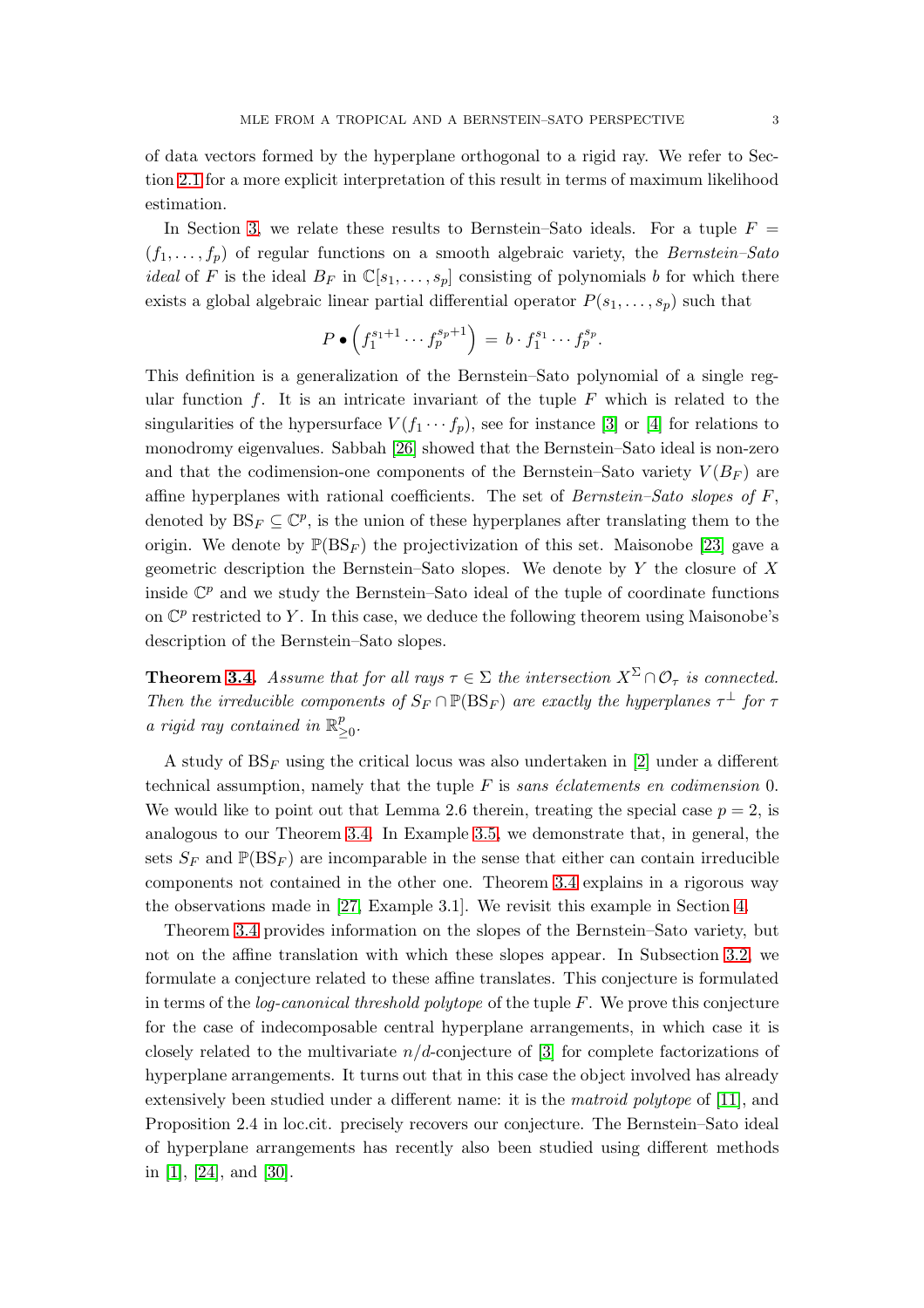of data vectors formed by the hyperplane orthogonal to a rigid ray. We refer to Section 2.1 for a more explicit interpretation of this result in terms of maximum likelihood estimation.

In Section 3, we relate these results to Bernstein–Sato ideals. For a tuple $F = (f_1, \ldots, f_p)$ of regular functions on a smooth algebraic variety, the *Bernstein–Sato ideal* of $F$ is the ideal $B_F$ in $\mathbb{C}[s_1, \ldots, s_p]$ consisting of polynomials $b$ for which there exists a global algebraic linear partial differential operator $P(s_1, \ldots, s_p)$ such that

$$P \bullet \left(f_1^{s_1+1} \cdots f_p^{s_p+1}\right) \,=\, b \cdot f_1^{s_1} \cdots f_p^{s_p}.$$

This definition is a generalization of the Bernstein–Sato polynomial of a single regular function $f$. It is an intricate invariant of the tuple $F$ which is related to the singularities of the hypersurface $V(f_1 \cdots f_p)$, see for instance [3] or [4] for relations to monodromy eigenvalues. Sabbah [26] showed that the Bernstein–Sato ideal is non-zero and that the codimension-one components of the Bernstein–Sato variety $V(B_F)$ are affine hyperplanes with rational coefficients. The set of *Bernstein–Sato slopes of $F$*, denoted by $\mathrm{BS}_F \subseteq \mathbb{C}^p$, is the union of these hyperplanes after translating them to the origin. We denote by $\mathbb{P}(\mathrm{BS}_F)$ the projectivization of this set. Maisonobe [23] gave a geometric description the Bernstein–Sato slopes. We denote by $Y$ the closure of $X$ inside $\mathbb{C}^p$ and we study the Bernstein–Sato ideal of the tuple of coordinate functions on $\mathbb{C}^p$ restricted to $Y$. In this case, we deduce the following theorem using Maisonobe's description of the Bernstein–Sato slopes.

**Theorem 3.4.** *Assume that for all rays $\tau \in \Sigma$ the intersection $X^\Sigma \cap \mathcal{O}_\tau$ is connected. Then the irreducible components of $S_F \cap \mathbb{P}(\mathrm{BS}_F)$ are exactly the hyperplanes $\tau^\perp$ for $\tau$ a rigid ray contained in $\mathbb{R}^p_{\geq 0}$.*

A study of $\mathrm{BS}_F$ using the critical locus was also undertaken in [2] under a different technical assumption, namely that the tuple $F$ is *sans éclatements en codimension* 0. We would like to point out that Lemma 2.6 therein, treating the special case $p = 2$, is analogous to our Theorem 3.4. In Example 3.5, we demonstrate that, in general, the sets $S_F$ and $\mathbb{P}(\mathrm{BS}_F)$ are incomparable in the sense that either can contain irreducible components not contained in the other one. Theorem 3.4 explains in a rigorous way the observations made in [27, Example 3.1]. We revisit this example in Section 4.

Theorem 3.4 provides information on the slopes of the Bernstein–Sato variety, but not on the affine translation with which these slopes appear. In Subsection 3.2, we formulate a conjecture related to these affine translates. This conjecture is formulated in terms of the *log-canonical threshold polytope* of the tuple $F$. We prove this conjecture for the case of indecomposable central hyperplane arrangements, in which case it is closely related to the multivariate $n/d$-conjecture of [3] for complete factorizations of hyperplane arrangements. It turns out that in this case the object involved has already extensively been studied under a different name: it is the *matroid polytope* of [11], and Proposition 2.4 in loc.cit. precisely recovers our conjecture. The Bernstein–Sato ideal of hyperplane arrangements has recently also been studied using different methods in [1], [24], and [30].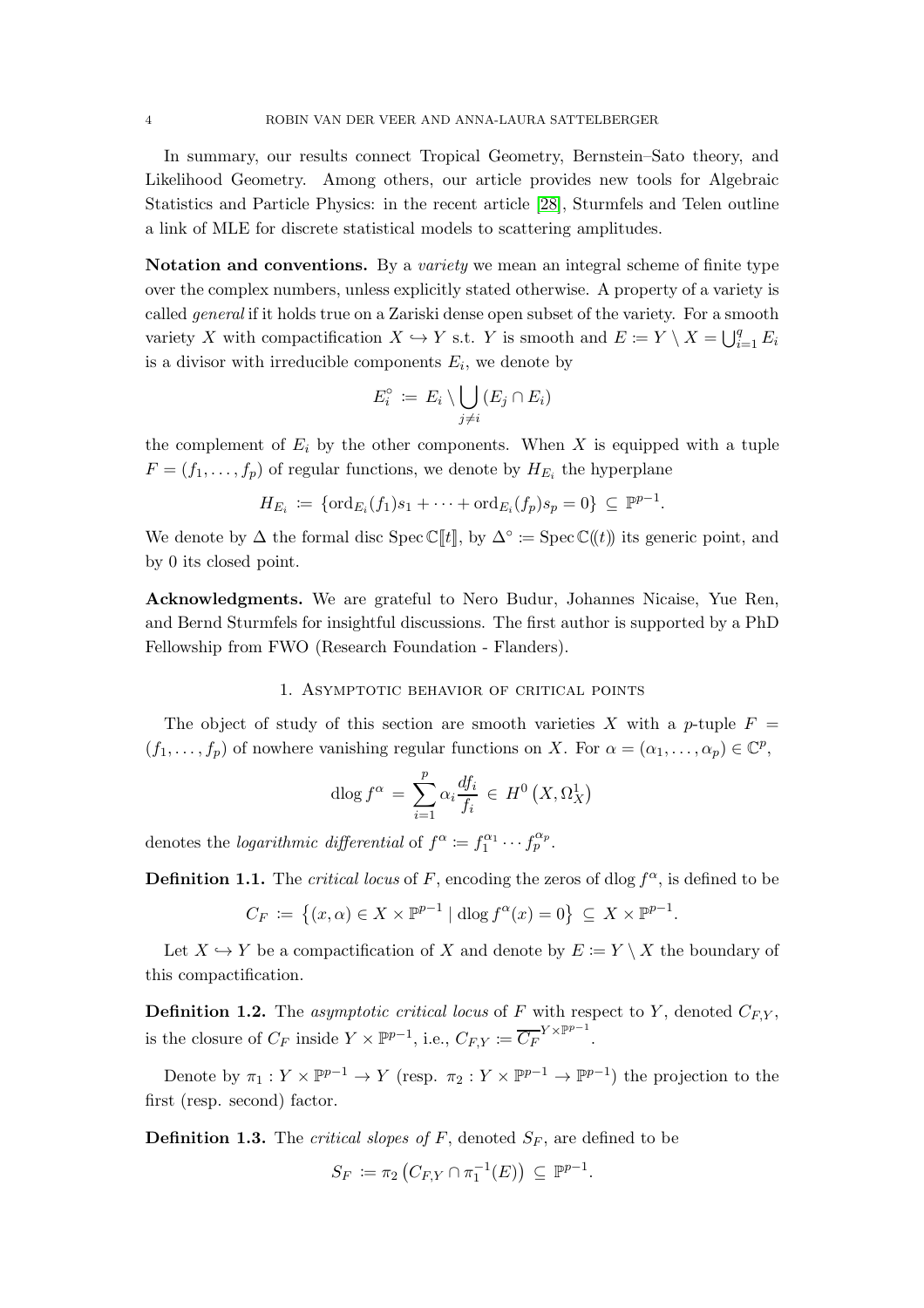In summary, our results connect Tropical Geometry, Bernstein–Sato theory, and Likelihood Geometry. Among others, our article provides new tools for Algebraic Statistics and Particle Physics: in the recent article [28], Sturmfels and Telen outline a link of MLE for discrete statistical models to scattering amplitudes.

**Notation and conventions.** By a *variety* we mean an integral scheme of finite type over the complex numbers, unless explicitly stated otherwise. A property of a variety is called *general* if it holds true on a Zariski dense open subset of the variety. For a smooth variety $X$ with compactification $X \hookrightarrow Y$ s.t. $Y$ is smooth and $E \coloneqq Y \setminus X = \bigcup_{i=1}^{q} E_i$ is a divisor with irreducible components $E_i$, we denote by

$$E_i^{\circ} \coloneqq E_i \setminus \bigcup_{j \neq i} (E_j \cap E_i)$$

the complement of $E_i$ by the other components. When $X$ is equipped with a tuple $F = (f_1, \ldots, f_p)$ of regular functions, we denote by $H_{E_i}$ the hyperplane

$$H_{E_i} \coloneqq \{\operatorname{ord}_{E_i}(f_1)s_1 + \cdots + \operatorname{ord}_{E_i}(f_p)s_p = 0\} \subseteq \mathbb{P}^{p-1}.$$

We denote by $\Delta$ the formal disc $\operatorname{Spec} \mathbb{C}[\![t]\!]$, by $\Delta^{\circ} \coloneqq \operatorname{Spec} \mathbb{C}(\!(t)\!)$ its generic point, and by $0$ its closed point.

**Acknowledgments.** We are grateful to Nero Budur, Johannes Nicaise, Yue Ren, and Bernd Sturmfels for insightful discussions. The first author is supported by a PhD Fellowship from FWO (Research Foundation - Flanders).

## 1. Asymptotic behavior of critical points

The object of study of this section are smooth varieties $X$ with a $p$-tuple $F = (f_1, \ldots, f_p)$ of nowhere vanishing regular functions on $X$. For $\alpha = (\alpha_1, \ldots, \alpha_p) \in \mathbb{C}^p$,

$$\operatorname{dlog} f^{\alpha} = \sum_{i=1}^{p} \alpha_i \frac{df_i}{f_i} \in H^0\left(X, \Omega_X^1\right)$$

denotes the *logarithmic differential* of $f^{\alpha} \coloneqq f_1^{\alpha_1} \cdots f_p^{\alpha_p}$.

**Definition 1.1.** The *critical locus* of $F$, encoding the zeros of $\operatorname{dlog} f^{\alpha}$, is defined to be

$$C_F \coloneqq \left\{(x, \alpha) \in X \times \mathbb{P}^{p-1} \mid \operatorname{dlog} f^{\alpha}(x) = 0\right\} \subseteq X \times \mathbb{P}^{p-1}.$$

Let $X \hookrightarrow Y$ be a compactification of $X$ and denote by $E \coloneqq Y \setminus X$ the boundary of this compactification.

**Definition 1.2.** The *asymptotic critical locus* of $F$ with respect to $Y$, denoted $C_{F,Y}$, is the closure of $C_F$ inside $Y \times \mathbb{P}^{p-1}$, i.e., $C_{F,Y} \coloneqq \overline{C_F}^{Y \times \mathbb{P}^{p-1}}$.

Denote by $\pi_1 : Y \times \mathbb{P}^{p-1} \to Y$ (resp. $\pi_2 : Y \times \mathbb{P}^{p-1} \to \mathbb{P}^{p-1}$) the projection to the first (resp. second) factor.

**Definition 1.3.** The *critical slopes of* $F$, denoted $S_F$, are defined to be

$$S_F \coloneqq \pi_2\left(C_{F,Y} \cap \pi_1^{-1}(E)\right) \subseteq \mathbb{P}^{p-1}.$$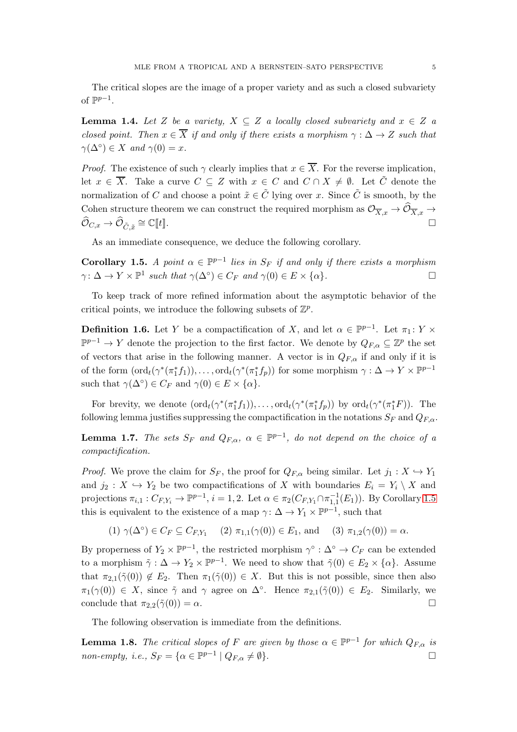The critical slopes are the image of a proper variety and as such a closed subvariety of $\mathbb{P}^{p-1}$.

**Lemma 1.4.** *Let $Z$ be a variety, $X \subseteq Z$ a locally closed subvariety and $x \in Z$ a closed point. Then $x \in \overline{X}$ if and only if there exists a morphism $\gamma : \Delta \to Z$ such that $\gamma(\Delta^\circ) \in X$ and $\gamma(0) = x$.*

*Proof.* The existence of such $\gamma$ clearly implies that $x \in \overline{X}$. For the reverse implication, let $x \in \overline{X}$. Take a curve $C \subseteq Z$ with $x \in C$ and $C \cap X \neq \emptyset$. Let $\tilde{C}$ denote the normalization of $C$ and choose a point $\tilde{x} \in \tilde{C}$ lying over $x$. Since $\tilde{C}$ is smooth, by the Cohen structure theorem we can construct the required morphism as $\mathcal{O}_{\overline{X},x} \to \widehat{\mathcal{O}}_{\overline{X},x} \to \widehat{\mathcal{O}}_{C,x} \to \widehat{\mathcal{O}}_{\tilde{C},\tilde{x}} \cong \mathbb{C}[\![t]\!]$. □

As an immediate consequence, we deduce the following corollary.

**Corollary 1.5.** *A point $\alpha \in \mathbb{P}^{p-1}$ lies in $S_F$ if and only if there exists a morphism $\gamma \colon \Delta \to Y \times \mathbb{P}^1$ such that $\gamma(\Delta^\circ) \in C_F$ and $\gamma(0) \in E \times \{\alpha\}$.* □

To keep track of more refined information about the asymptotic behavior of the critical points, we introduce the following subsets of $\mathbb{Z}^p$.

**Definition 1.6.** Let $Y$ be a compactification of $X$, and let $\alpha \in \mathbb{P}^{p-1}$. Let $\pi_1 \colon Y \times \mathbb{P}^{p-1} \to Y$ denote the projection to the first factor. We denote by $Q_{F,\alpha} \subseteq \mathbb{Z}^p$ the set of vectors that arise in the following manner. A vector is in $Q_{F,\alpha}$ if and only if it is of the form $(\mathrm{ord}_t(\gamma^*(\pi_1^* f_1)), \ldots, \mathrm{ord}_t(\gamma^*(\pi_1^* f_p))$ for some morphism $\gamma : \Delta \to Y \times \mathbb{P}^{p-1}$ such that $\gamma(\Delta^\circ) \in C_F$ and $\gamma(0) \in E \times \{\alpha\}$.

For brevity, we denote $(\mathrm{ord}_t(\gamma^*(\pi_1^* f_1)), \ldots, \mathrm{ord}_t(\gamma^*(\pi_1^* f_p))$ by $\mathrm{ord}_t(\gamma^*(\pi_1^* F))$. The following lemma justifies suppressing the compactification in the notations $S_F$ and $Q_{F,\alpha}$.

**Lemma 1.7.** *The sets $S_F$ and $Q_{F,\alpha}$, $\alpha \in \mathbb{P}^{p-1}$, do not depend on the choice of a compactification.*

*Proof.* We prove the claim for $S_F$, the proof for $Q_{F,\alpha}$ being similar. Let $j_1 : X \hookrightarrow Y_1$ and $j_2 : X \hookrightarrow Y_2$ be two compactifications of $X$ with boundaries $E_i = Y_i \setminus X$ and projections $\pi_{i,1} : C_{F,Y_i} \to \mathbb{P}^{p-1}$, $i = 1, 2$. Let $\alpha \in \pi_2(C_{F,Y_1} \cap \pi_{1,1}^{-1}(E_1))$. By Corollary 1.5 this is equivalent to the existence of a map $\gamma \colon \Delta \to Y_1 \times \mathbb{P}^{p-1}$, such that

$$(1)\ \gamma(\Delta^\circ) \in C_F \subseteq C_{F,Y_1} \quad (2)\ \pi_{1,1}(\gamma(0)) \in E_1, \text{ and } \quad (3)\ \pi_{1,2}(\gamma(0)) = \alpha.$$

By properness of $Y_2 \times \mathbb{P}^{p-1}$, the restricted morphism $\gamma^\circ : \Delta^\circ \to C_F$ can be extended to a morphism $\tilde{\gamma} : \Delta \to Y_2 \times \mathbb{P}^{p-1}$. We need to show that $\tilde{\gamma}(0) \in E_2 \times \{\alpha\}$. Assume that $\pi_{2,1}(\tilde{\gamma}(0)) \notin E_2$. Then $\pi_1(\tilde{\gamma}(0)) \in X$. But this is not possible, since then also $\pi_1(\gamma(0)) \in X$, since $\tilde{\gamma}$ and $\gamma$ agree on $\Delta^\circ$. Hence $\pi_{2,1}(\tilde{\gamma}(0)) \in E_2$. Similarly, we conclude that $\pi_{2,2}(\tilde{\gamma}(0)) = \alpha$. □

The following observation is immediate from the definitions.

**Lemma 1.8.** *The critical slopes of $F$ are given by those $\alpha \in \mathbb{P}^{p-1}$ for which $Q_{F,\alpha}$ is non-empty, i.e., $S_F = \{\alpha \in \mathbb{P}^{p-1} \mid Q_{F,\alpha} \neq \emptyset\}$.* □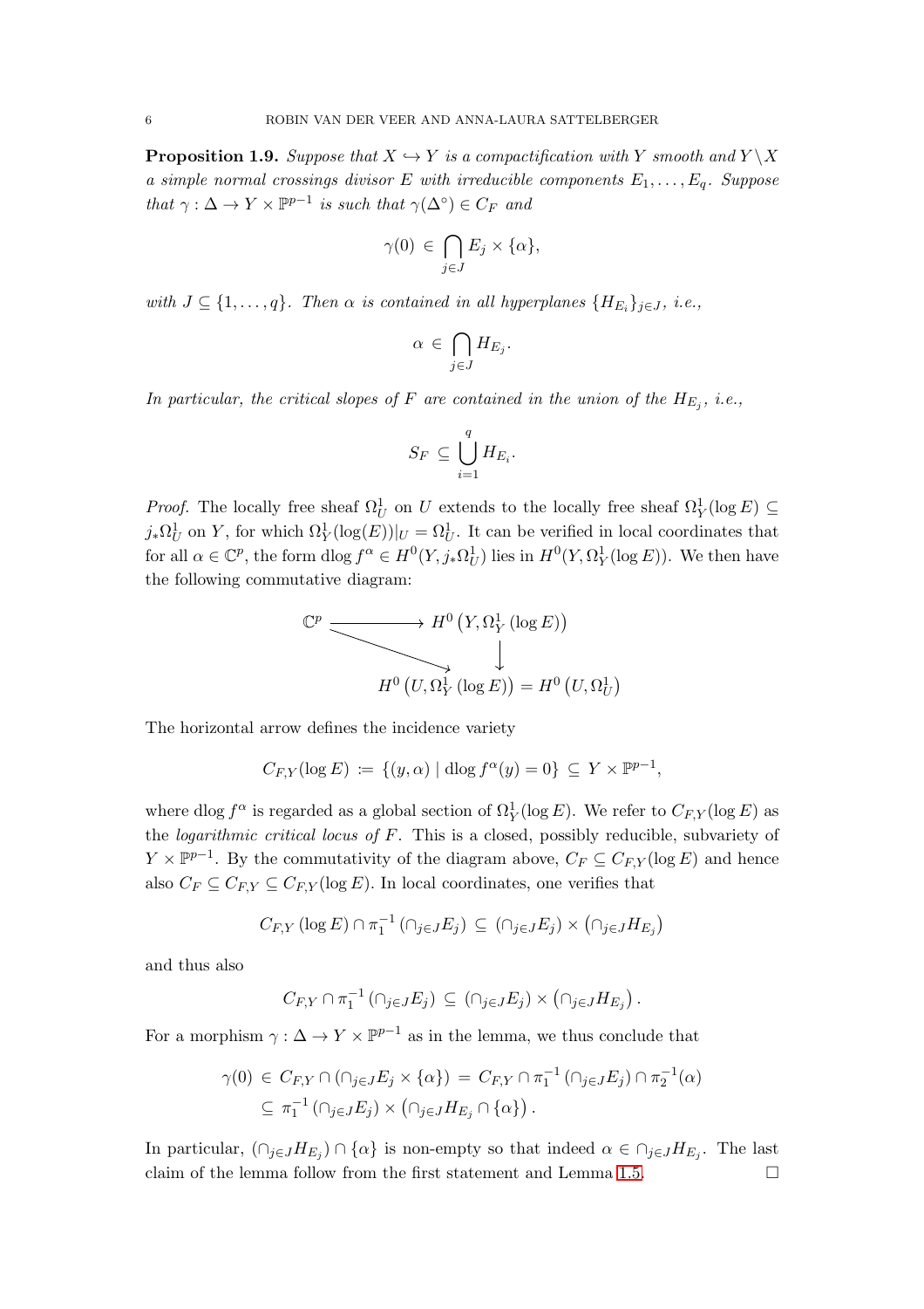**Proposition 1.9.** *Suppose that $X \hookrightarrow Y$ is a compactification with $Y$ smooth and $Y \setminus X$ a simple normal crossings divisor $E$ with irreducible components $E_1, \ldots, E_q$. Suppose that $\gamma : \Delta \to Y \times \mathbb{P}^{p-1}$ is such that $\gamma(\Delta^\circ) \in C_F$ and*

$$\gamma(0) \in \bigcap_{j \in J} E_j \times \{\alpha\},$$

*with $J \subseteq \{1, \ldots, q\}$. Then $\alpha$ is contained in all hyperplanes $\{H_{E_i}\}_{j \in J}$, i.e.,*

$$\alpha \in \bigcap_{j \in J} H_{E_j}.$$

*In particular, the critical slopes of $F$ are contained in the union of the $H_{E_j}$, i.e.,*

$$S_F \subseteq \bigcup_{i=1}^{q} H_{E_i}.$$

*Proof.* The locally free sheaf $\Omega^1_U$ on $U$ extends to the locally free sheaf $\Omega^1_Y(\log E) \subseteq j_* \Omega^1_U$ on $Y$, for which $\Omega^1_Y(\log(E))|_U = \Omega^1_U$. It can be verified in local coordinates that for all $\alpha \in \mathbb{C}^p$, the form $\operatorname{dlog} f^\alpha \in H^0(Y, j_*\Omega^1_U)$ lies in $H^0(Y, \Omega^1_Y(\log E))$. We then have the following commutative diagram:

$$\begin{array}{ccc} \mathbb{C}^p & \longrightarrow & H^0\left(Y, \Omega^1_Y(\log E)\right) \\ & \searrow & \downarrow \\ & & H^0\left(U, \Omega^1_Y(\log E)\right) = H^0\left(U, \Omega^1_U\right) \end{array}$$

The horizontal arrow defines the incidence variety

$$C_{F,Y}(\log E) := \{(y, \alpha) \mid \operatorname{dlog} f^\alpha(y) = 0\} \subseteq Y \times \mathbb{P}^{p-1},$$

where $\operatorname{dlog} f^\alpha$ is regarded as a global section of $\Omega^1_Y(\log E)$. We refer to $C_{F,Y}(\log E)$ as the *logarithmic critical locus of* $F$. This is a closed, possibly reducible, subvariety of $Y \times \mathbb{P}^{p-1}$. By the commutativity of the diagram above, $C_F \subseteq C_{F,Y}(\log E)$ and hence also $C_F \subseteq C_{F,Y} \subseteq C_{F,Y}(\log E)$. In local coordinates, one verifies that

$$C_{F,Y}(\log E) \cap \pi_1^{-1}\left(\cap_{j \in J} E_j\right) \subseteq \left(\cap_{j \in J} E_j\right) \times \left(\cap_{j \in J} H_{E_j}\right)$$

and thus also

$$C_{F,Y} \cap \pi_1^{-1}\left(\cap_{j \in J} E_j\right) \subseteq \left(\cap_{j \in J} E_j\right) \times \left(\cap_{j \in J} H_{E_j}\right).$$

For a morphism $\gamma : \Delta \to Y \times \mathbb{P}^{p-1}$ as in the lemma, we thus conclude that

$$\begin{aligned} \gamma(0) &\in C_{F,Y} \cap \left(\cap_{j \in J} E_j \times \{\alpha\}\right) = C_{F,Y} \cap \pi_1^{-1}\left(\cap_{j \in J} E_j\right) \cap \pi_2^{-1}(\alpha) \\ &\subseteq \pi_1^{-1}\left(\cap_{j \in J} E_j\right) \times \left(\cap_{j \in J} H_{E_j} \cap \{\alpha\}\right). \end{aligned}$$

In particular, $\left(\cap_{j \in J} H_{E_j}\right) \cap \{\alpha\}$ is non-empty so that indeed $\alpha \in \cap_{j \in J} H_{E_j}$. The last claim of the lemma follow from the first statement and Lemma 1.5. $\square$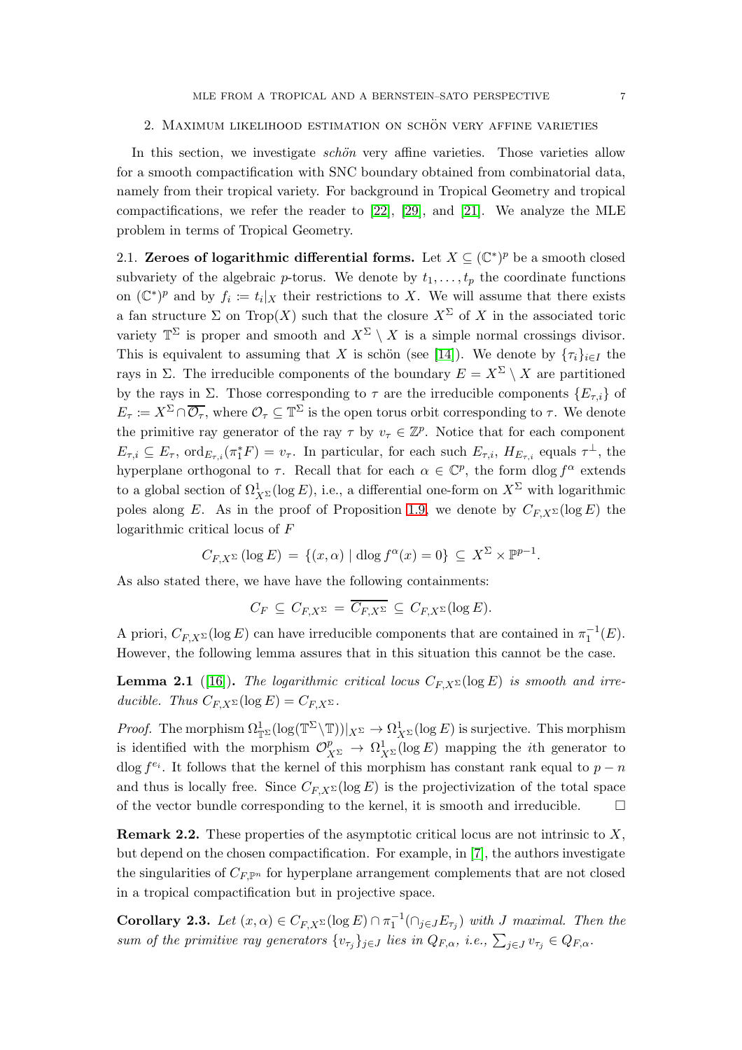## 2. Maximum likelihood estimation on schön very affine varieties

In this section, we investigate *schön* very affine varieties. Those varieties allow for a smooth compactification with SNC boundary obtained from combinatorial data, namely from their tropical variety. For background in Tropical Geometry and tropical compactifications, we refer the reader to [22], [29], and [21]. We analyze the MLE problem in terms of Tropical Geometry.

### 2.1. Zeroes of logarithmic differential forms.

Let $X \subseteq (\mathbb{C}^*)^p$ be a smooth closed subvariety of the algebraic $p$-torus. We denote by $t_1, \ldots, t_p$ the coordinate functions on $(\mathbb{C}^*)^p$ and by $f_i := t_i|_X$ their restrictions to $X$. We will assume that there exists a fan structure $\Sigma$ on $\mathrm{Trop}(X)$ such that the closure $X^\Sigma$ of $X$ in the associated toric variety $\mathbb{T}^\Sigma$ is proper and smooth and $X^\Sigma \setminus X$ is a simple normal crossings divisor. This is equivalent to assuming that $X$ is schön (see [14]). We denote by $\{\tau_i\}_{i \in I}$ the rays in $\Sigma$. The irreducible components of the boundary $E = X^\Sigma \setminus X$ are partitioned by the rays in $\Sigma$. Those corresponding to $\tau$ are the irreducible components $\{E_{\tau,i}\}$ of $E_\tau := X^\Sigma \cap \overline{\mathcal{O}_\tau}$, where $\mathcal{O}_\tau \subseteq \mathbb{T}^\Sigma$ is the open torus orbit corresponding to $\tau$. We denote the primitive ray generator of the ray $\tau$ by $v_\tau \in \mathbb{Z}^p$. Notice that for each component $E_{\tau,i} \subseteq E_\tau$, $\mathrm{ord}_{E_{\tau,i}}(\pi_1^* F) = v_\tau$. In particular, for each such $E_{\tau,i}$, $H_{E_{\tau,i}}$ equals $\tau^\perp$, the hyperplane orthogonal to $\tau$. Recall that for each $\alpha \in \mathbb{C}^p$, the form $\mathrm{dlog}\, f^\alpha$ extends to a global section of $\Omega^1_{X^\Sigma}(\log E)$, i.e., a differential one-form on $X^\Sigma$ with logarithmic poles along $E$. As in the proof of Proposition 1.9, we denote by $C_{F,X^\Sigma}(\log E)$ the logarithmic critical locus of $F$

$$C_{F,X^\Sigma}(\log E) \,=\, \{(x,\alpha) \mid \mathrm{dlog}\, f^\alpha(x) = 0\} \,\subseteq\, X^\Sigma \times \mathbb{P}^{p-1}.$$

As also stated there, we have have the following containments:

$$C_F \,\subseteq\, C_{F,X^\Sigma} \,=\, \overline{C_{F,X^\Sigma}} \,\subseteq\, C_{F,X^\Sigma}(\log E).$$

A priori, $C_{F,X^\Sigma}(\log E)$ can have irreducible components that are contained in $\pi_1^{-1}(E)$. However, the following lemma assures that in this situation this cannot be the case.

**Lemma 2.1** ([16]). *The logarithmic critical locus $C_{F,X^\Sigma}(\log E)$ is smooth and irreducible. Thus $C_{F,X^\Sigma}(\log E) = C_{F,X^\Sigma}$.*

*Proof.* The morphism $\Omega^1_{\mathbb{T}^\Sigma}(\log(\mathbb{T}^\Sigma \setminus \mathbb{T}))|_{X^\Sigma} \to \Omega^1_{X^\Sigma}(\log E)$ is surjective. This morphism is identified with the morphism $\mathcal{O}^p_{X^\Sigma} \to \Omega^1_{X^\Sigma}(\log E)$ mapping the $i$th generator to $\mathrm{dlog}\, f^{e_i}$. It follows that the kernel of this morphism has constant rank equal to $p - n$ and thus is locally free. Since $C_{F,X^\Sigma}(\log E)$ is the projectivization of the total space of the vector bundle corresponding to the kernel, it is smooth and irreducible. $\square$

**Remark 2.2.** These properties of the asymptotic critical locus are not intrinsic to $X$, but depend on the chosen compactification. For example, in [7], the authors investigate the singularities of $C_{F,\mathbb{P}^n}$ for hyperplane arrangement complements that are not closed in a tropical compactification but in projective space.

**Corollary 2.3.** *Let $(x,\alpha) \in C_{F,X^\Sigma}(\log E) \cap \pi_1^{-1}(\cap_{j\in J} E_{\tau_j})$ with $J$ maximal. Then the sum of the primitive ray generators $\{v_{\tau_j}\}_{j \in J}$ lies in $Q_{F,\alpha}$, i.e., $\sum_{j\in J} v_{\tau_j} \in Q_{F,\alpha}$.*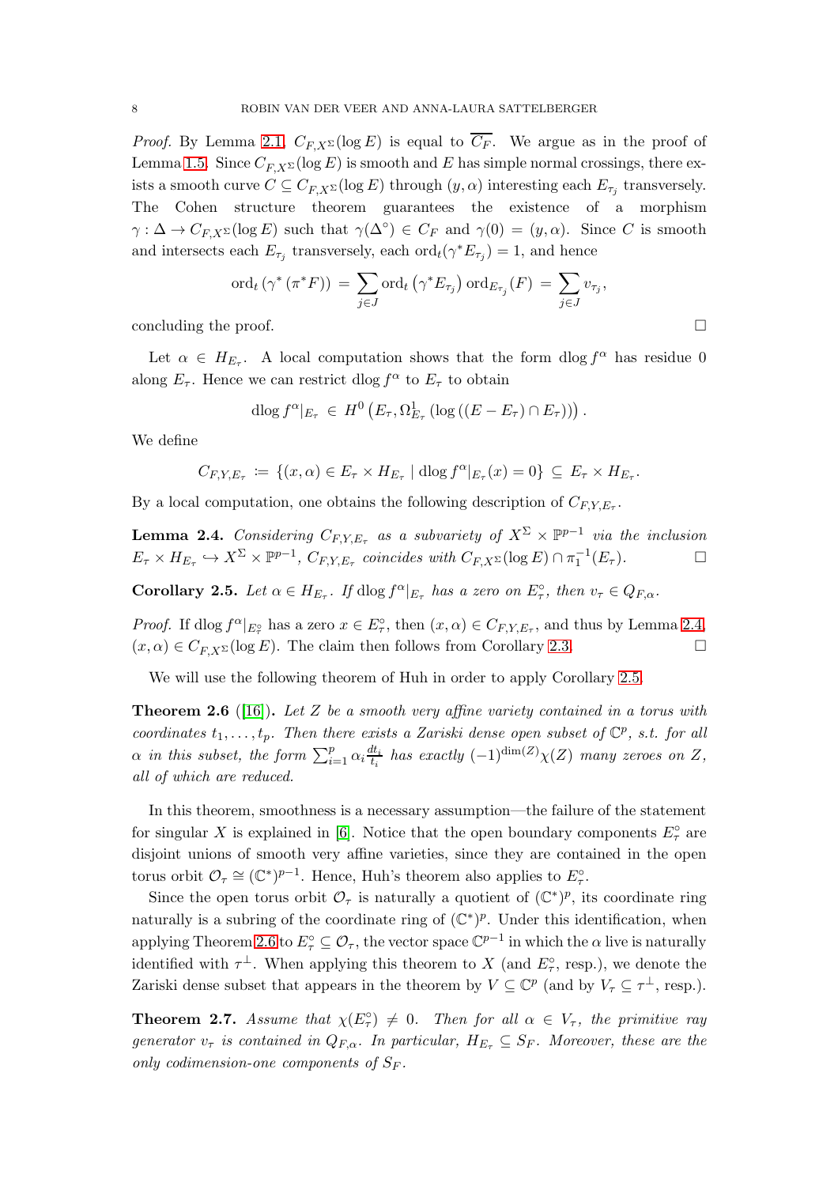*Proof.* By Lemma 2.1, $C_{F,X^\Sigma}(\log E)$ is equal to $\overline{C_F}$. We argue as in the proof of Lemma 1.5. Since $C_{F,X^\Sigma}(\log E)$ is smooth and $E$ has simple normal crossings, there exists a smooth curve $C \subseteq C_{F,X^\Sigma}(\log E)$ through $(y,\alpha)$ interesting each $E_{\tau_j}$ transversely. The Cohen structure theorem guarantees the existence of a morphism $\gamma : \Delta \to C_{F,X^\Sigma}(\log E)$ such that $\gamma(\Delta^\circ) \in C_F$ and $\gamma(0) = (y,\alpha)$. Since $C$ is smooth and intersects each $E_{\tau_j}$ transversely, each $\operatorname{ord}_t(\gamma^* E_{\tau_j}) = 1$, and hence

$$\operatorname{ord}_t\left(\gamma^*\left(\pi^* F\right)\right) = \sum_{j \in J} \operatorname{ord}_t\left(\gamma^* E_{\tau_j}\right) \operatorname{ord}_{E_{\tau_j}}(F) = \sum_{j \in J} v_{\tau_j},$$

concluding the proof. $\square$

Let $\alpha \in H_{E_\tau}$. A local computation shows that the form $\operatorname{dlog} f^\alpha$ has residue 0 along $E_\tau$. Hence we can restrict $\operatorname{dlog} f^\alpha$ to $E_\tau$ to obtain

$$\operatorname{dlog} f^\alpha|_{E_\tau} \in H^0\left(E_\tau, \Omega^1_{E_\tau}\left(\log\left((E - E_\tau) \cap E_\tau\right)\right)\right).$$

We define

$$C_{F,Y,E_\tau} := \{(x,\alpha) \in E_\tau \times H_{E_\tau} \mid \operatorname{dlog} f^\alpha|_{E_\tau}(x) = 0\} \subseteq E_\tau \times H_{E_\tau}.$$

By a local computation, one obtains the following description of $C_{F,Y,E_\tau}$.

**Lemma 2.4.** *Considering $C_{F,Y,E_\tau}$ as a subvariety of $X^\Sigma \times \mathbb{P}^{p-1}$ via the inclusion $E_\tau \times H_{E_\tau} \hookrightarrow X^\Sigma \times \mathbb{P}^{p-1}$, $C_{F,Y,E_\tau}$ coincides with $C_{F,X^\Sigma}(\log E) \cap \pi_1^{-1}(E_\tau)$.* $\square$

**Corollary 2.5.** *Let $\alpha \in H_{E_\tau}$. If $\operatorname{dlog} f^\alpha|_{E_\tau}$ has a zero on $E_\tau^\circ$, then $v_\tau \in Q_{F,\alpha}$.*

*Proof.* If $\operatorname{dlog} f^\alpha|_{E_\tau^\circ}$ has a zero $x \in E_\tau^\circ$, then $(x,\alpha) \in C_{F,Y,E_\tau}$, and thus by Lemma 2.4, $(x,\alpha) \in C_{F,X^\Sigma}(\log E)$. The claim then follows from Corollary 2.3. $\square$

We will use the following theorem of Huh in order to apply Corollary 2.5.

**Theorem 2.6** ([16]). *Let $Z$ be a smooth very affine variety contained in a torus with coordinates $t_1, \ldots, t_p$. Then there exists a Zariski dense open subset of $\mathbb{C}^p$, s.t. for all $\alpha$ in this subset, the form $\sum_{i=1}^p \alpha_i \frac{dt_i}{t_i}$ has exactly $(-1)^{\dim(Z)}\chi(Z)$ many zeroes on $Z$, all of which are reduced.*

In this theorem, smoothness is a necessary assumption—the failure of the statement for singular $X$ is explained in [6]. Notice that the open boundary components $E_\tau^\circ$ are disjoint unions of smooth very affine varieties, since they are contained in the open torus orbit $\mathcal{O}_\tau \cong (\mathbb{C}^*)^{p-1}$. Hence, Huh's theorem also applies to $E_\tau^\circ$.

Since the open torus orbit $\mathcal{O}_\tau$ is naturally a quotient of $(\mathbb{C}^*)^p$, its coordinate ring naturally is a subring of the coordinate ring of $(\mathbb{C}^*)^p$. Under this identification, when applying Theorem 2.6 to $E_\tau^\circ \subseteq \mathcal{O}_\tau$, the vector space $\mathbb{C}^{p-1}$ in which the $\alpha$ live is naturally identified with $\tau^\perp$. When applying this theorem to $X$ (and $E_\tau^\circ$, resp.), we denote the Zariski dense subset that appears in the theorem by $V \subseteq \mathbb{C}^p$ (and by $V_\tau \subseteq \tau^\perp$, resp.).

**Theorem 2.7.** *Assume that $\chi(E_\tau^\circ) \neq 0$. Then for all $\alpha \in V_\tau$, the primitive ray generator $v_\tau$ is contained in $Q_{F,\alpha}$. In particular, $H_{E_\tau} \subseteq S_F$. Moreover, these are the only codimension-one components of $S_F$.*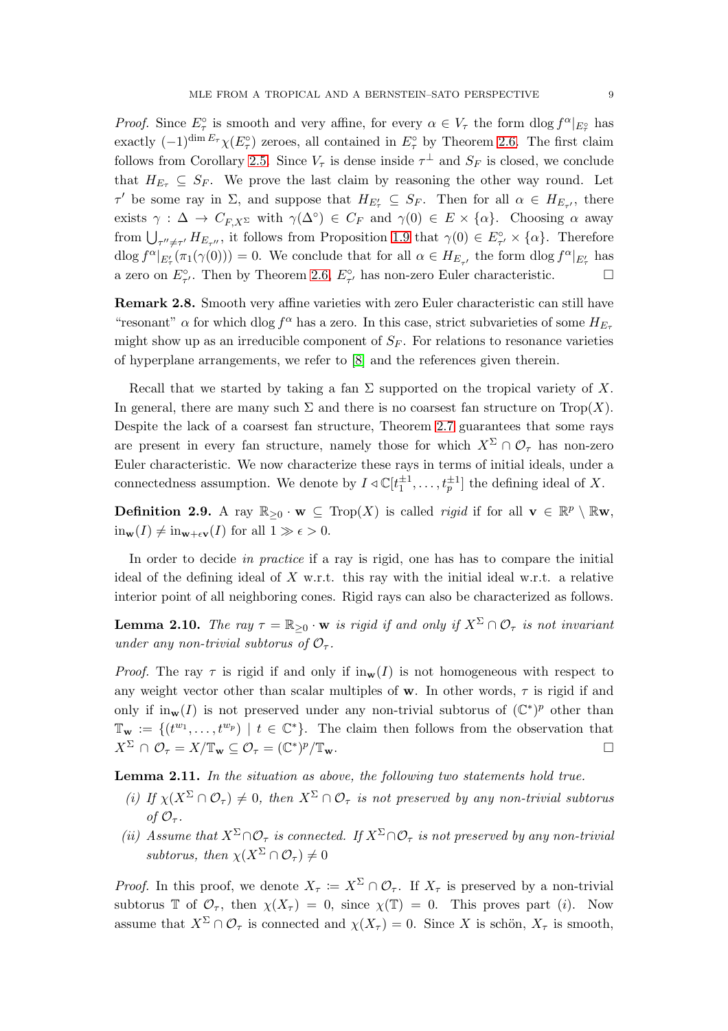*Proof.* Since $E_\tau^\circ$ is smooth and very affine, for every $\alpha \in V_\tau$ the form $\operatorname{dlog} f^\alpha|_{E_\tau^\circ}$ has exactly $(-1)^{\dim E_\tau}\chi(E_\tau^\circ)$ zeroes, all contained in $E_\tau^\circ$ by Theorem 2.6. The first claim follows from Corollary 2.5. Since $V_\tau$ is dense inside $\tau^\perp$ and $S_F$ is closed, we conclude that $H_{E_\tau} \subseteq S_F$. We prove the last claim by reasoning the other way round. Let $\tau'$ be some ray in $\Sigma$, and suppose that $H_{E'_\tau} \subseteq S_F$. Then for all $\alpha \in H_{E_{\tau'}}$, there exists $\gamma : \Delta \to C_{F,X^\Sigma}$ with $\gamma(\Delta^\circ) \in C_F$ and $\gamma(0) \in E \times \{\alpha\}$. Choosing $\alpha$ away from $\bigcup_{\tau'' \neq \tau'} H_{E_{\tau''}}$, it follows from Proposition 1.9 that $\gamma(0) \in E_{\tau'}^\circ \times \{\alpha\}$. Therefore $\operatorname{dlog} f^\alpha|_{E'_\tau}(\pi_1(\gamma(0))) = 0$. We conclude that for all $\alpha \in H_{E_{\tau'}}$ the form $\operatorname{dlog} f^\alpha|_{E'_\tau}$ has a zero on $E_{\tau'}^\circ$. Then by Theorem 2.6, $E_{\tau'}^\circ$ has non-zero Euler characteristic. $\square$

**Remark 2.8.** Smooth very affine varieties with zero Euler characteristic can still have "resonant" $\alpha$ for which $\operatorname{dlog} f^\alpha$ has a zero. In this case, strict subvarieties of some $H_{E_\tau}$ might show up as an irreducible component of $S_F$. For relations to resonance varieties of hyperplane arrangements, we refer to [8] and the references given therein.

Recall that we started by taking a fan $\Sigma$ supported on the tropical variety of $X$. In general, there are many such $\Sigma$ and there is no coarsest fan structure on $\operatorname{Trop}(X)$. Despite the lack of a coarsest fan structure, Theorem 2.7 guarantees that some rays are present in every fan structure, namely those for which $X^\Sigma \cap \mathcal{O}_\tau$ has non-zero Euler characteristic. We now characterize these rays in terms of initial ideals, under a connectedness assumption. We denote by $I \triangleleft \mathbb{C}[t_1^{\pm 1}, \ldots, t_p^{\pm 1}]$ the defining ideal of $X$.

**Definition 2.9.** A ray $\mathbb{R}_{\geq 0} \cdot \mathbf{w} \subseteq \operatorname{Trop}(X)$ is called *rigid* if for all $\mathbf{v} \in \mathbb{R}^p \setminus \mathbb{R}\mathbf{w}$, $\operatorname{in}_{\mathbf{w}}(I) \neq \operatorname{in}_{\mathbf{w}+\epsilon\mathbf{v}}(I)$ for all $1 \gg \epsilon > 0$.

In order to decide *in practice* if a ray is rigid, one has has to compare the initial ideal of the defining ideal of $X$ w.r.t. this ray with the initial ideal w.r.t. a relative interior point of all neighboring cones. Rigid rays can also be characterized as follows.

**Lemma 2.10.** *The ray $\tau = \mathbb{R}_{\geq 0} \cdot \mathbf{w}$ is rigid if and only if $X^\Sigma \cap \mathcal{O}_\tau$ is not invariant under any non-trivial subtorus of $\mathcal{O}_\tau$.*

*Proof.* The ray $\tau$ is rigid if and only if $\operatorname{in}_{\mathbf{w}}(I)$ is not homogeneous with respect to any weight vector other than scalar multiples of $\mathbf{w}$. In other words, $\tau$ is rigid if and only if $\operatorname{in}_{\mathbf{w}}(I)$ is not preserved under any non-trivial subtorus of $(\mathbb{C}^*)^p$ other than $\mathbb{T}_{\mathbf{w}} := \{(t^{w_1}, \ldots, t^{w_p}) \mid t \in \mathbb{C}^*\}$. The claim then follows from the observation that $X^\Sigma \cap \mathcal{O}_\tau = X/\mathbb{T}_{\mathbf{w}} \subseteq \mathcal{O}_\tau = (\mathbb{C}^*)^p/\mathbb{T}_{\mathbf{w}}$. $\square$

**Lemma 2.11.** *In the situation as above, the following two statements hold true.*

- *(i) If $\chi(X^\Sigma \cap \mathcal{O}_\tau) \neq 0$, then $X^\Sigma \cap \mathcal{O}_\tau$ is not preserved by any non-trivial subtorus of $\mathcal{O}_\tau$.*
- *(ii) Assume that $X^\Sigma \cap \mathcal{O}_\tau$ is connected. If $X^\Sigma \cap \mathcal{O}_\tau$ is not preserved by any non-trivial subtorus, then $\chi(X^\Sigma \cap \mathcal{O}_\tau) \neq 0$*

*Proof.* In this proof, we denote $X_\tau := X^\Sigma \cap \mathcal{O}_\tau$. If $X_\tau$ is preserved by a non-trivial subtorus $\mathbb{T}$ of $\mathcal{O}_\tau$, then $\chi(X_\tau) = 0$, since $\chi(\mathbb{T}) = 0$. This proves part $(i)$. Now assume $X^\Sigma \cap \mathcal{O}_\tau$ is connected and $\chi(X_\tau) = 0$. Since $X$ is schön, $X_\tau$ is smooth,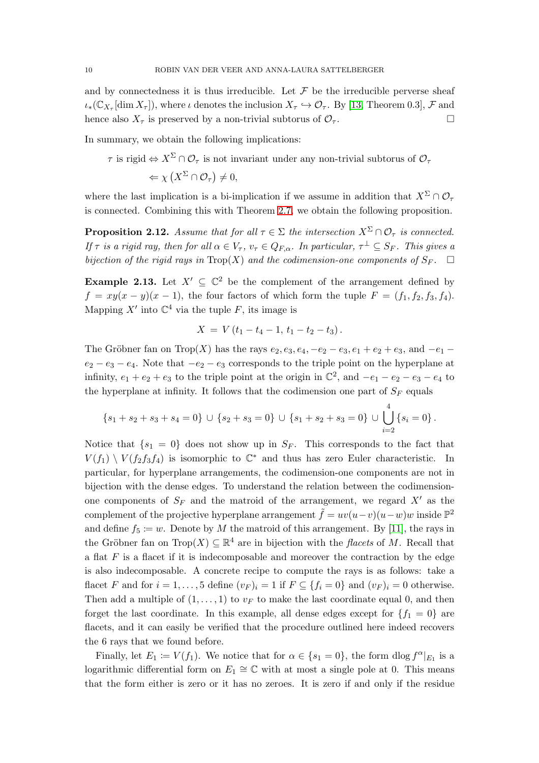and by connectedness it is thus irreducible. Let $\mathcal{F}$ be the irreducible perverse sheaf $\iota_*(\mathbb{C}_{X_\tau}[\dim X_\tau])$, where $\iota$ denotes the inclusion $X_\tau \hookrightarrow \mathcal{O}_\tau$. By [13, Theorem 0.3], $\mathcal{F}$ and hence also $X_\tau$ is preserved by a non-trivial subtorus of $\mathcal{O}_\tau$. □

In summary, we obtain the following implications:

$$\begin{aligned}\tau \text{ is rigid} &\Leftrightarrow X^\Sigma \cap \mathcal{O}_\tau \text{ is not invariant under any non-trivial subtorus of } \mathcal{O}_\tau\\ &\Leftarrow \chi\left(X^\Sigma \cap \mathcal{O}_\tau\right) \neq 0,\end{aligned}$$

where the last implication is a bi-implication if we assume in addition that $X^\Sigma \cap \mathcal{O}_\tau$ is connected. Combining this with Theorem 2.7, we obtain the following proposition.

**Proposition 2.12.** *Assume that for all $\tau \in \Sigma$ the intersection $X^\Sigma \cap \mathcal{O}_\tau$ is connected. If $\tau$ is a rigid ray, then for all $\alpha \in V_\tau$, $v_\tau \in Q_{F,\alpha}$. In particular, $\tau^\perp \subseteq S_F$. This gives a bijection of the rigid rays in $\mathrm{Trop}(X)$ and the codimension-one components of $S_F$.* □

**Example 2.13.** Let $X' \subseteq \mathbb{C}^2$ be the complement of the arrangement defined by $f = xy(x-y)(x-1)$, the four factors of which form the tuple $F = (f_1, f_2, f_3, f_4)$. Mapping $X'$ into $\mathbb{C}^4$ via the tuple $F$, its image is

$$X = V\left(t_1 - t_4 - 1,\, t_1 - t_2 - t_3\right).$$

The Gröbner fan on $\mathrm{Trop}(X)$ has the rays $e_2, e_3, e_4, -e_2-e_3, e_1+e_2+e_3$, and $-e_1-e_2-e_3-e_4$. Note that $-e_2-e_3$ corresponds to the triple point on the hyperplane at infinity, $e_1+e_2+e_3$ to the triple point at the origin in $\mathbb{C}^2$, and $-e_1-e_2-e_3-e_4$ to the hyperplane at infinity. It follows that the codimension one part of $S_F$ equals

$$\{s_1+s_2+s_3+s_4 = 0\} \cup \{s_2+s_3=0\} \cup \{s_1+s_2+s_3=0\} \cup \bigcup_{i=2}^{4}\{s_i = 0\}.$$

Notice that $\{s_1 = 0\}$ does not show up in $S_F$. This corresponds to the fact that $V(f_1) \setminus V(f_2f_3f_4)$ is isomorphic to $\mathbb{C}^*$ and thus has zero Euler characteristic. In particular, for hyperplane arrangements, the codimension-one components are not in bijection with the dense edges. To understand the relation between the codimension-one components of $S_F$ and the matroid of the arrangement, we regard $X'$ as the complement of the projective hyperplane arrangement $\tilde{f} = uv(u-v)(u-w)w$ inside $\mathbb{P}^2$ and define $f_5 \coloneqq w$. Denote by $M$ the matroid of this arrangement. By [11], the rays in the Gröbner fan on $\mathrm{Trop}(X) \subseteq \mathbb{R}^4$ are in bijection with the *flacets* of $M$. Recall that a flat $F$ is a flacet if it is indecomposable and moreover the contraction by the edge is also indecomposable. A concrete recipe to compute the rays is as follows: take a flacet $F$ and for $i = 1, \ldots, 5$ define $(v_F)_i = 1$ if $F \subseteq \{f_i = 0\}$ and $(v_F)_i = 0$ otherwise. Then add a multiple of $(1, \ldots, 1)$ to $v_F$ to make the last coordinate equal 0, and then forget the last coordinate. In this example, all dense edges except for $\{f_1 = 0\}$ are flacets, and it can easily be verified that the procedure outlined here indeed recovers the 6 rays that we found before.

Finally, let $E_1 \coloneqq V(f_1)$. We notice that for $\alpha \in \{s_1 = 0\}$, the form $\mathrm{dlog}\, f^\alpha|_{E_1}$ is a logarithmic differential form on $E_1 \cong \mathbb{C}$ with at most a single pole at 0. This means that the form either is zero or it has no zeroes. It is zero if and only if the residue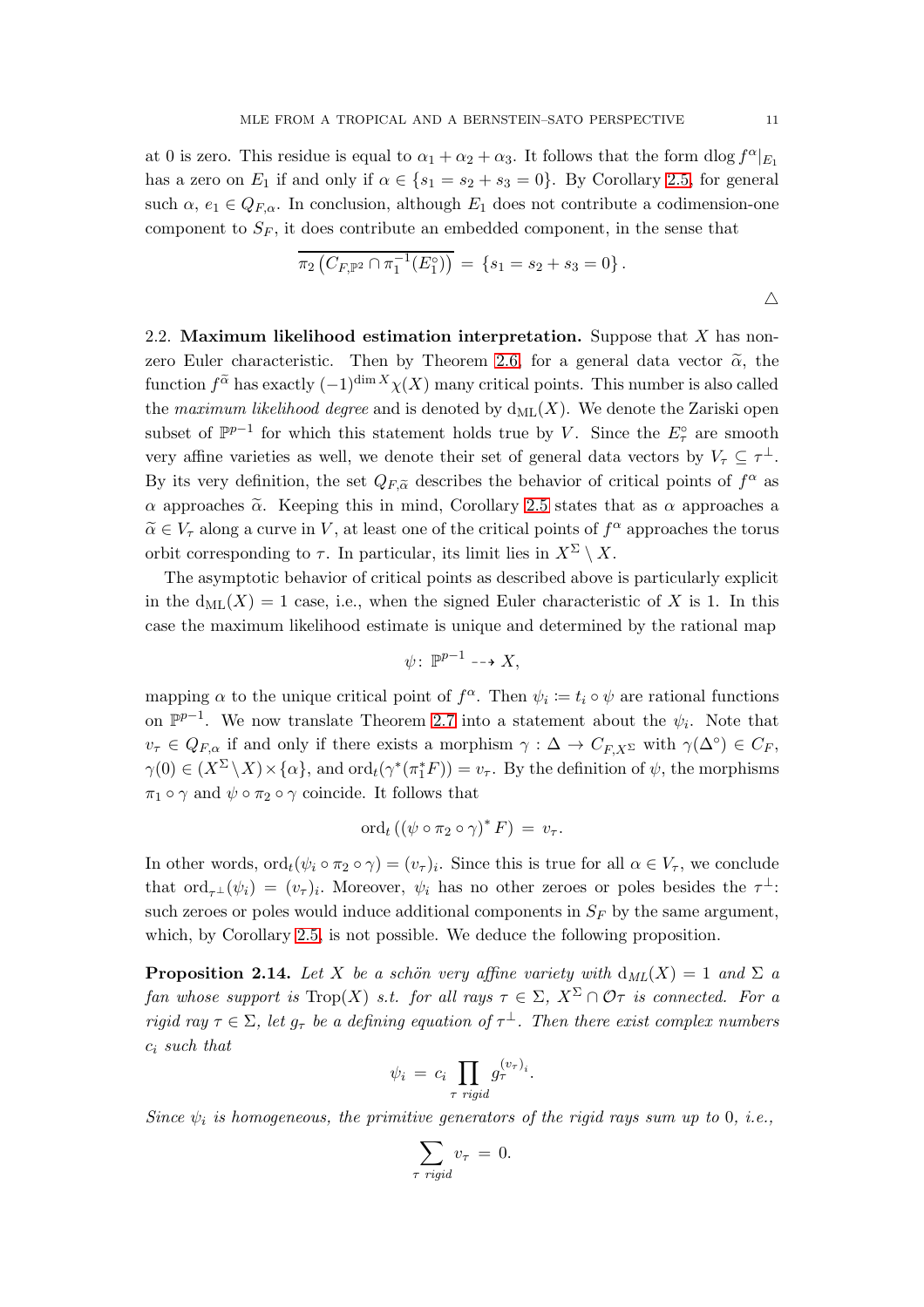at 0 is zero. This residue is equal to $\alpha_1 + \alpha_2 + \alpha_3$. It follows that the form $\operatorname{dlog} f^{\alpha}|_{E_1}$ has a zero on $E_1$ if and only if $\alpha \in \{s_1 = s_2 + s_3 = 0\}$. By Corollary 2.5, for general such $\alpha$, $e_1 \in Q_{F,\alpha}$. In conclusion, although $E_1$ does not contribute a codimension-one component to $S_F$, it does contribute an embedded component, in the sense that

$$\overline{\pi_2\left(C_{F,\mathbb{P}^2} \cap \pi_1^{-1}(E_1^{\circ})\right)} = \{s_1 = s_2 + s_3 = 0\}.$$

△

**2.2. Maximum likelihood estimation interpretation.** Suppose that $X$ has non-zero Euler characteristic. Then by Theorem 2.6, for a general data vector $\widetilde{\alpha}$, the function $f^{\widetilde{\alpha}}$ has exactly $(-1)^{\dim X}\chi(X)$ many critical points. This number is also called the *maximum likelihood degree* and is denoted by $\mathrm{d}_{\mathrm{ML}}(X)$. We denote the Zariski open subset of $\mathbb{P}^{p-1}$ for which this statement holds true by $V$. Since the $E_\tau^{\circ}$ are smooth very affine varieties as well, we denote their set of general data vectors by $V_\tau \subseteq \tau^{\perp}$. By its very definition, the set $Q_{F,\widetilde{\alpha}}$ describes the behavior of critical points of $f^{\alpha}$ as $\alpha$ approaches $\widetilde{\alpha}$. Keeping this in mind, Corollary 2.5 states that as $\alpha$ approaches a $\widetilde{\alpha} \in V_\tau$ along a curve in $V$, at least one of the critical points of $f^{\alpha}$ approaches the torus orbit corresponding to $\tau$. In particular, its limit lies in $X^{\Sigma} \setminus X$.

The asymptotic behavior of critical points as described above is particularly explicit in the $\mathrm{d}_{\mathrm{ML}}(X) = 1$ case, i.e., when the signed Euler characteristic of $X$ is 1. In this case the maximum likelihood estimate is unique and determined by the rational map

$$\psi\colon \mathbb{P}^{p-1} \dashrightarrow X,$$

mapping $\alpha$ to the unique critical point of $f^{\alpha}$. Then $\psi_i \coloneqq t_i \circ \psi$ are rational functions on $\mathbb{P}^{p-1}$. We now translate Theorem 2.7 into a statement about the $\psi_i$. Note that $v_\tau \in Q_{F,\alpha}$ if and only if there exists a morphism $\gamma : \Delta \to C_{F,X^{\Sigma}}$ with $\gamma(\Delta^{\circ}) \in C_F$, $\gamma(0) \in (X^{\Sigma} \setminus X) \times \{\alpha\}$, and $\operatorname{ord}_t(\gamma^*(\pi_1^* F)) = v_\tau$. By the definition of $\psi$, the morphisms $\pi_1 \circ \gamma$ and $\psi \circ \pi_2 \circ \gamma$ coincide. It follows that

$$\operatorname{ord}_t\left((\psi \circ \pi_2 \circ \gamma)^* F\right) = v_\tau.$$

In other words, $\operatorname{ord}_t(\psi_i \circ \pi_2 \circ \gamma) = (v_\tau)_i$. Since this is true for all $\alpha \in V_\tau$, we conclude that $\operatorname{ord}_{\tau^{\perp}}(\psi_i) = (v_\tau)_i$. Moreover, $\psi_i$ has no other zeroes or poles besides the $\tau^{\perp}$: such zeroes or poles would induce additional components in $S_F$ by the same argument, which, by Corollary 2.5, is not possible. We deduce the following proposition.

**Proposition 2.14.** *Let $X$ be a schön very affine variety with $\mathrm{d}_{ML}(X) = 1$ and $\Sigma$ a fan whose support is $\operatorname{Trop}(X)$ s.t. for all rays $\tau \in \Sigma$, $X^{\Sigma} \cap \mathcal{O}\tau$ is connected. For a rigid ray $\tau \in \Sigma$, let $g_\tau$ be a defining equation of $\tau^{\perp}$. Then there exist complex numbers $c_i$ such that*

$$\psi_i = c_i \prod_{\tau \text{ rigid}} g_\tau^{(v_\tau)_i}.$$

*Since $\psi_i$ is homogeneous, the primitive generators of the rigid rays sum up to 0, i.e.,*

$$\sum_{\tau \text{ rigid}} v_\tau = 0.$$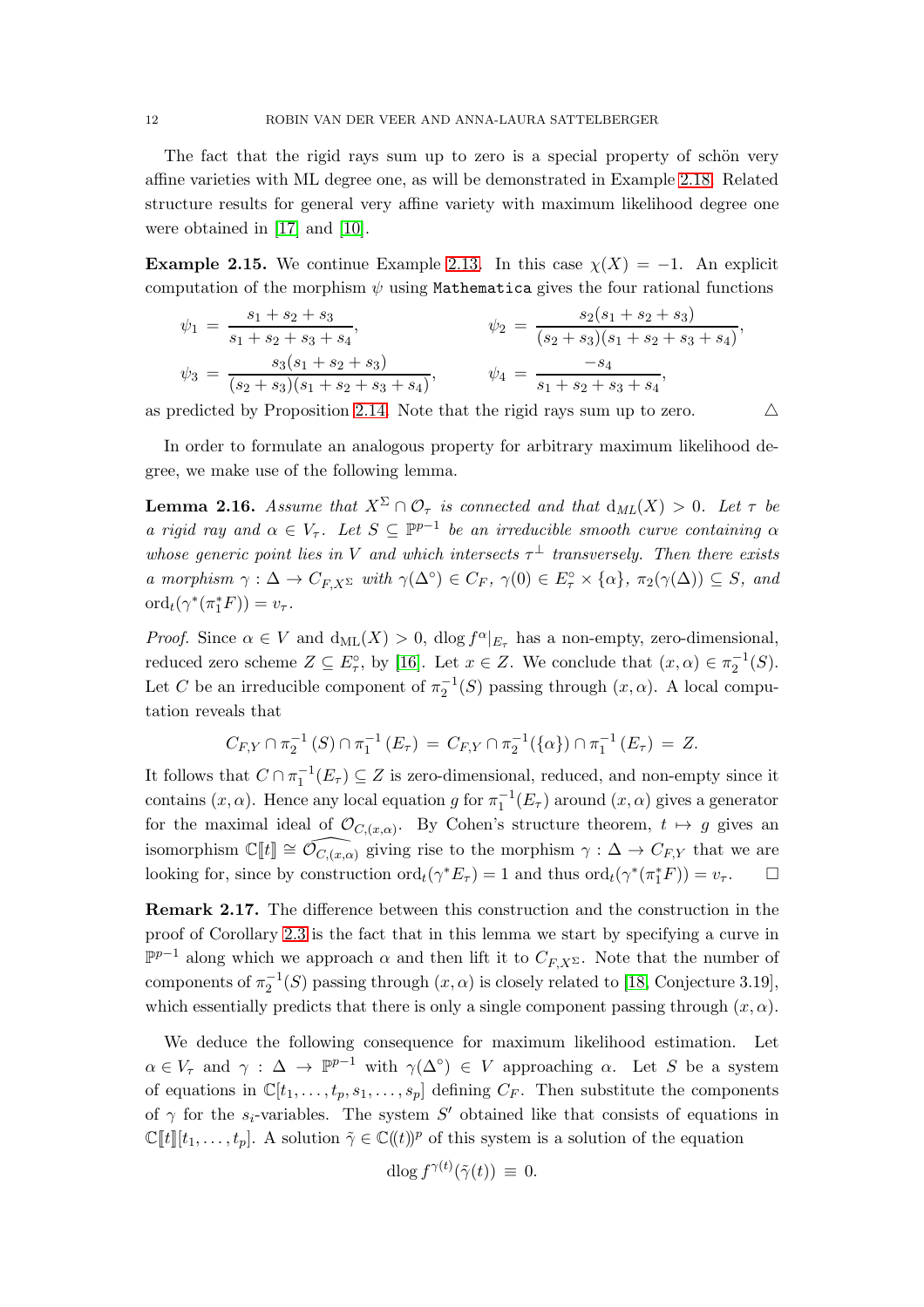The fact that the rigid rays sum up to zero is a special property of schön very affine varieties with ML degree one, as will be demonstrated in Example 2.18. Related structure results for general very affine variety with maximum likelihood degree one were obtained in [17] and [10].

**Example 2.15.** We continue Example 2.13. In this case $\chi(X) = -1$. An explicit computation of the morphism $\psi$ using `Mathematica` gives the four rational functions

$$\psi_1 = \frac{s_1+s_2+s_3}{s_1+s_2+s_3+s_4}, \qquad \psi_2 = \frac{s_2(s_1+s_2+s_3)}{(s_2+s_3)(s_1+s_2+s_3+s_4)},$$

$$\psi_3 = \frac{s_3(s_1+s_2+s_3)}{(s_2+s_3)(s_1+s_2+s_3+s_4)}, \qquad \psi_4 = \frac{-s_4}{s_1+s_2+s_3+s_4},$$

as predicted by Proposition 2.14. Note that the rigid rays sum up to zero. △

In order to formulate an analogous property for arbitrary maximum likelihood degree, we make use of the following lemma.

**Lemma 2.16.** *Assume that $X^\Sigma \cap \mathcal{O}_\tau$ is connected and that $\mathrm{d}_{ML}(X) > 0$. Let $\tau$ be a rigid ray and $\alpha \in V_\tau$. Let $S \subseteq \mathbb{P}^{p-1}$ be an irreducible smooth curve containing $\alpha$ whose generic point lies in $V$ and which intersects $\tau^\perp$ transversely. Then there exists a morphism $\gamma : \Delta \to C_{F,X^\Sigma}$ with $\gamma(\Delta^\circ) \in C_F$, $\gamma(0) \in E_\tau^\circ \times \{\alpha\}$, $\pi_2(\gamma(\Delta)) \subseteq S$, and $\mathrm{ord}_t(\gamma^*(\pi_1^* F)) = v_\tau$.*

*Proof.* Since $\alpha \in V$ and $\mathrm{d}_{\mathrm{ML}}(X) > 0$, $\mathrm{dlog}\, f^\alpha|_{E_\tau}$ has a non-empty, zero-dimensional, reduced zero scheme $Z \subseteq E_\tau^\circ$, by [16]. Let $x \in Z$. We conclude that $(x, \alpha) \in \pi_2^{-1}(S)$. Let $C$ be an irreducible component of $\pi_2^{-1}(S)$ passing through $(x, \alpha)$. A local computation reveals that

$$C_{F,Y} \cap \pi_2^{-1}(S) \cap \pi_1^{-1}(E_\tau) \,=\, C_{F,Y} \cap \pi_2^{-1}(\{\alpha\}) \cap \pi_1^{-1}(E_\tau) \,=\, Z.$$

It follows that $C \cap \pi_1^{-1}(E_\tau) \subseteq Z$ is zero-dimensional, reduced, and non-empty since it contains $(x, \alpha)$. Hence any local equation $g$ for $\pi_1^{-1}(E_\tau)$ around $(x, \alpha)$ gives a generator for the maximal ideal of $\mathcal{O}_{C,(x,\alpha)}$. By Cohen's structure theorem, $t \mapsto g$ gives an isomorphism $\mathbb{C}[\![t]\!] \cong \widehat{\mathcal{O}_{C,(x,\alpha)}}$ giving rise to the morphism $\gamma : \Delta \to C_{F,Y}$ that we are looking for, since by construction $\mathrm{ord}_t(\gamma^* E_\tau) = 1$ and thus $\mathrm{ord}_t(\gamma^*(\pi_1^* F)) = v_\tau$. □

**Remark 2.17.** The difference between this construction and the construction in the proof of Corollary 2.3 is the fact that in this lemma we start by specifying a curve in $\mathbb{P}^{p-1}$ along which we approach $\alpha$ and then lift it to $C_{F,X^\Sigma}$. Note that the number of components of $\pi_2^{-1}(S)$ passing through $(x, \alpha)$ is closely related to [18, Conjecture 3.19], which essentially predicts that there is only a single component passing through $(x, \alpha)$.

We deduce the following consequence for maximum likelihood estimation. Let $\alpha \in V_\tau$ and $\gamma : \Delta \to \mathbb{P}^{p-1}$ with $\gamma(\Delta^\circ) \in V$ approaching $\alpha$. Let $S$ be a system of equations in $\mathbb{C}[t_1, \ldots, t_p, s_1, \ldots, s_p]$ defining $C_F$. Then substitute the components of $\gamma$ for the $s_i$-variables. The system $S'$ obtained like that consists of equations in $\mathbb{C}[\![t]\!][t_1, \ldots, t_p]$. A solution $\tilde{\gamma} \in \mathbb{C}(\!(t)\!)^p$ of this system is a solution of the equation

$$\mathrm{dlog}\, f^{\gamma(t)}(\tilde{\gamma}(t)) \,\equiv\, 0.$$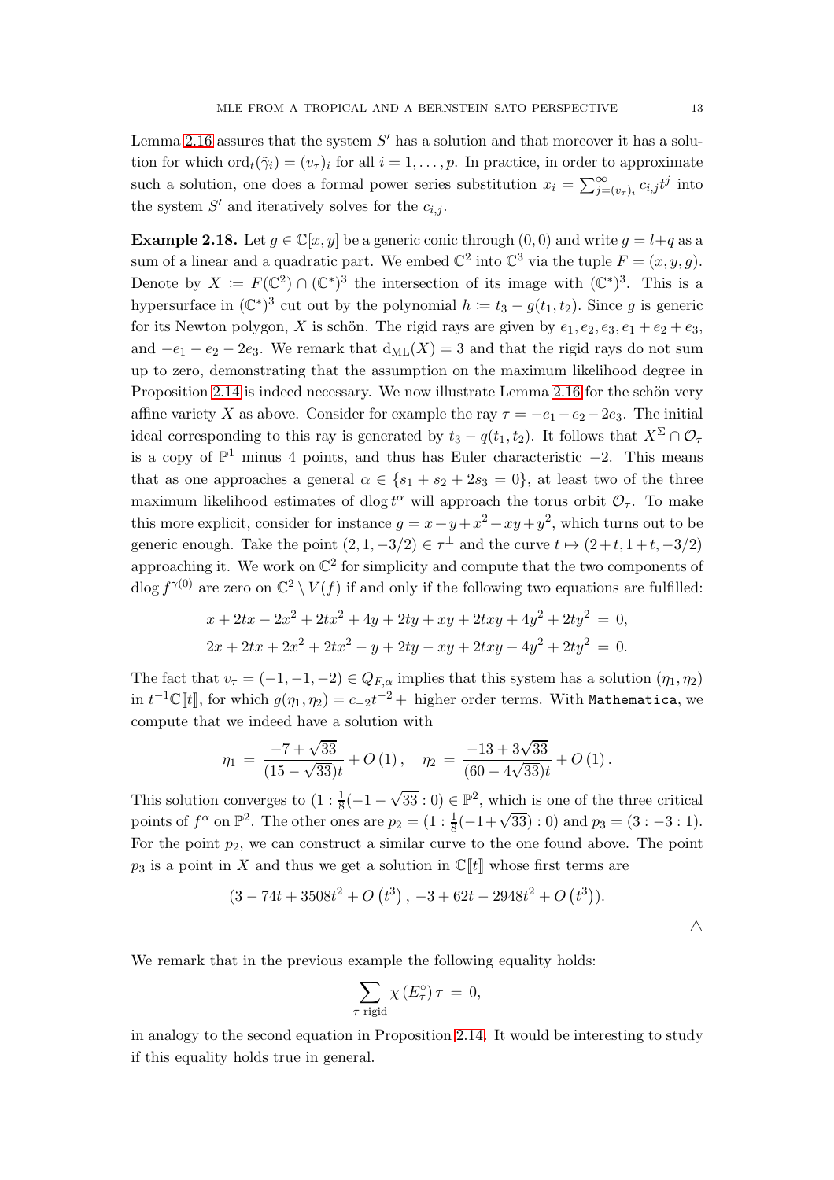Lemma 2.16 assures that the system $S'$ has a solution and that moreover it has a solution for which $\mathrm{ord}_t(\tilde{\gamma}_i) = (v_\tau)_i$ for all $i = 1, \ldots, p$. In practice, in order to approximate such a solution, one does a formal power series substitution $x_i = \sum_{j=(v_\tau)_i}^{\infty} c_{i,j} t^j$ into the system $S'$ and iteratively solves for the $c_{i,j}$.

**Example 2.18.** Let $g \in \mathbb{C}[x, y]$ be a generic conic through $(0, 0)$ and write $g = l + q$ as a sum of a linear and a quadratic part. We embed $\mathbb{C}^2$ into $\mathbb{C}^3$ via the tuple $F = (x, y, g)$. Denote by $X \coloneqq F(\mathbb{C}^2) \cap (\mathbb{C}^*)^3$ the intersection of its image with $(\mathbb{C}^*)^3$. This is a hypersurface in $(\mathbb{C}^*)^3$ cut out by the polynomial $h \coloneqq t_3 - g(t_1, t_2)$. Since $g$ is generic for its Newton polygon, $X$ is schön. The rigid rays are given by $e_1, e_2, e_3, e_1 + e_2 + e_3$, and $-e_1 - e_2 - 2e_3$. We remark that $\mathrm{d_{ML}}(X) = 3$ and that the rigid rays do not sum up to zero, demonstrating that the assumption on the maximum likelihood degree in Proposition 2.14 is indeed necessary. We now illustrate Lemma 2.16 for the schön very affine variety $X$ as above. Consider for example the ray $\tau = -e_1 - e_2 - 2e_3$. The initial ideal corresponding to this ray is generated by $t_3 - q(t_1, t_2)$. It follows that $X^\Sigma \cap \mathcal{O}_\tau$ is a copy of $\mathbb{P}^1$ minus 4 points, and thus has Euler characteristic $-2$. This means that as one approaches a general $\alpha \in \{s_1 + s_2 + 2s_3 = 0\}$, at least two of the three maximum likelihood estimates of $\mathrm{dlog}\, t^\alpha$ will approach the torus orbit $\mathcal{O}_\tau$. To make this more explicit, consider for instance $g = x + y + x^2 + xy + y^2$, which turns out to be generic enough. Take the point $(2, 1, -3/2) \in \tau^\perp$ and the curve $t \mapsto (2+t, 1+t, -3/2)$ approaching it. We work on $\mathbb{C}^2$ for simplicity and compute that the two components of $\mathrm{dlog}\, f^{\gamma(0)}$ are zero on $\mathbb{C}^2 \setminus V(f)$ if and only if the following two equations are fulfilled:

$$x + 2tx - 2x^2 + 2tx^2 + 4y + 2ty + xy + 2txy + 4y^2 + 2ty^2 \,=\, 0,$$
$$2x + 2tx + 2x^2 + 2tx^2 - y + 2ty - xy + 2txy - 4y^2 + 2ty^2 \,=\, 0.$$

The fact that $v_\tau = (-1, -1, -2) \in Q_{F,\alpha}$ implies that this system has a solution $(\eta_1, \eta_2)$ in $t^{-1}\mathbb{C}[\![t]\!]$, for which $g(\eta_1, \eta_2) = c_{-2}t^{-2} +$ higher order terms. With `Mathematica`, we compute that we indeed have a solution with

$$\eta_1 \,=\, \frac{-7 + \sqrt{33}}{(15 - \sqrt{33})t} + O\left(1\right), \quad \eta_2 \,=\, \frac{-13 + 3\sqrt{33}}{(60 - 4\sqrt{33})t} + O\left(1\right).$$

This solution converges to $(1 : \frac{1}{8}(-1 - \sqrt{33} : 0) \in \mathbb{P}^2$, which is one of the three critical points of $f^\alpha$ on $\mathbb{P}^2$. The other ones are $p_2 = (1 : \frac{1}{8}(-1+\sqrt{33}) : 0)$ and $p_3 = (3 : -3 : 1)$. For the point $p_2$, we can construct a similar curve to the one found above. The point $p_3$ is a point in $X$ and thus we get a solution in $\mathbb{C}[\![t]\!]$ whose first terms are

$$(3 - 74t + 3508t^2 + O\left(t^3\right),\, -3 + 62t - 2948t^2 + O\left(t^3\right)).$$

$\triangle$

We remark that in the previous example the following equality holds:

$$\sum_{\tau \text{ rigid}} \chi\left(E_\tau^\circ\right) \tau \,=\, 0,$$

in analogy to the second equation in Proposition 2.14. It would be interesting to study if this equality holds true in general.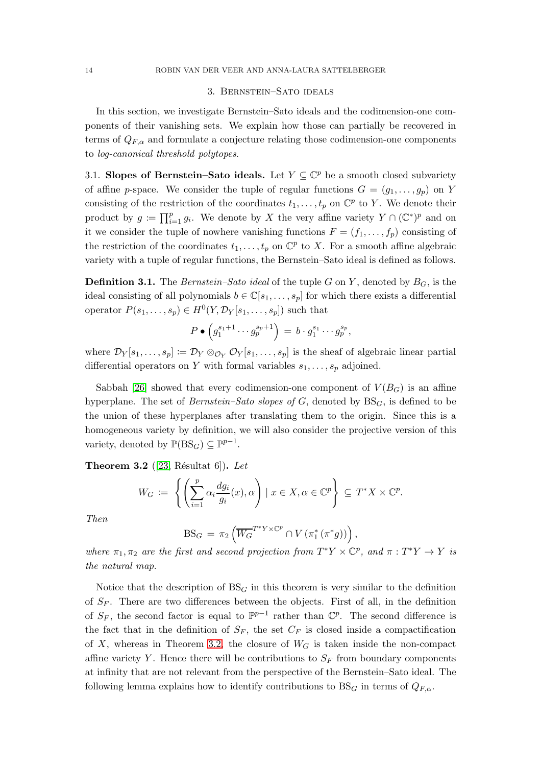## 3. Bernstein–Sato ideals

In this section, we investigate Bernstein–Sato ideals and the codimension-one components of their vanishing sets. We explain how those can partially be recovered in terms of $Q_{F,\alpha}$ and formulate a conjecture relating those codimension-one components to *log-canonical threshold polytopes*.

### 3.1. Slopes of Bernstein–Sato ideals.

Let $Y \subseteq \mathbb{C}^p$ be a smooth closed subvariety of affine $p$-space. We consider the tuple of regular functions $G = (g_1, \ldots, g_p)$ on $Y$ consisting of the restriction of the coordinates $t_1, \ldots, t_p$ on $\mathbb{C}^p$ to $Y$. We denote their product by $g \coloneqq \prod_{i=1}^p g_i$. We denote by $X$ the very affine variety $Y \cap (\mathbb{C}^*)^p$ and on it we consider the tuple of nowhere vanishing functions $F = (f_1, \ldots, f_p)$ consisting of the restriction of the coordinates $t_1, \ldots, t_p$ on $\mathbb{C}^p$ to $X$. For a smooth affine algebraic variety with a tuple of regular functions, the Bernstein–Sato ideal is defined as follows.

**Definition 3.1.** The *Bernstein–Sato ideal* of the tuple $G$ on $Y$, denoted by $B_G$, is the ideal consisting of all polynomials $b \in \mathbb{C}[s_1, \ldots, s_p]$ for which there exists a differential operator $P(s_1, \ldots, s_p) \in H^0(Y, \mathcal{D}_Y[s_1, \ldots, s_p])$ such that

$$P \bullet \left(g_1^{s_1+1} \cdots g_p^{s_p+1}\right) \,=\, b \cdot g_1^{s_1} \cdots g_p^{s_p},$$

where $\mathcal{D}_Y[s_1, \ldots, s_p] \coloneqq \mathcal{D}_Y \otimes_{\mathcal{O}_Y} \mathcal{O}_Y[s_1, \ldots, s_p]$ is the sheaf of algebraic linear partial differential operators on $Y$ with formal variables $s_1, \ldots, s_p$ adjoined.

Sabbah [26] showed that every codimension-one component of $V(B_G)$ is an affine hyperplane. The set of *Bernstein–Sato slopes of* $G$, denoted by $\mathrm{BS}_G$, is defined to be the union of these hyperplanes after translating them to the origin. Since this is a homogeneous variety by definition, we will also consider the projective version of this variety, denoted by $\mathbb{P}(\mathrm{BS}_G) \subseteq \mathbb{P}^{p-1}$.

**Theorem 3.2** ([23, Résultat 6])**.** *Let*

$$W_G \,\coloneqq\, \left\{ \left( \sum_{i=1}^p \alpha_i \frac{dg_i}{g_i}(x), \alpha \right) \mid x \in X, \alpha \in \mathbb{C}^p \right\} \,\subseteq\, T^*X \times \mathbb{C}^p.$$

*Then*

$$\mathrm{BS}_G \,=\, \pi_2 \left( \overline{W_G}^{T^*Y \times \mathbb{C}^p} \cap V\left(\pi_1^*\left(\pi^* g\right)\right) \right),$$

*where $\pi_1, \pi_2$ are the first and second projection from $T^*Y \times \mathbb{C}^p$, and $\pi : T^*Y \to Y$ is the natural map.*

Notice that the description of $\mathrm{BS}_G$ in this theorem is very similar to the definition of $S_F$. There are two differences between the objects. First of all, in the definition of $S_F$, the second factor is equal to $\mathbb{P}^{p-1}$ rather than $\mathbb{C}^p$. The second difference is the fact that in the definition of $S_F$, the set $C_F$ is closed inside a compactification of $X$, whereas in Theorem 3.2, the closure of $W_G$ is taken inside the non-compact affine variety $Y$. Hence there will be contributions to $S_F$ from boundary components at infinity that are not relevant from the perspective of the Bernstein–Sato ideal. The following lemma explains how to identify contributions to $\mathrm{BS}_G$ in terms of $Q_{F,\alpha}$.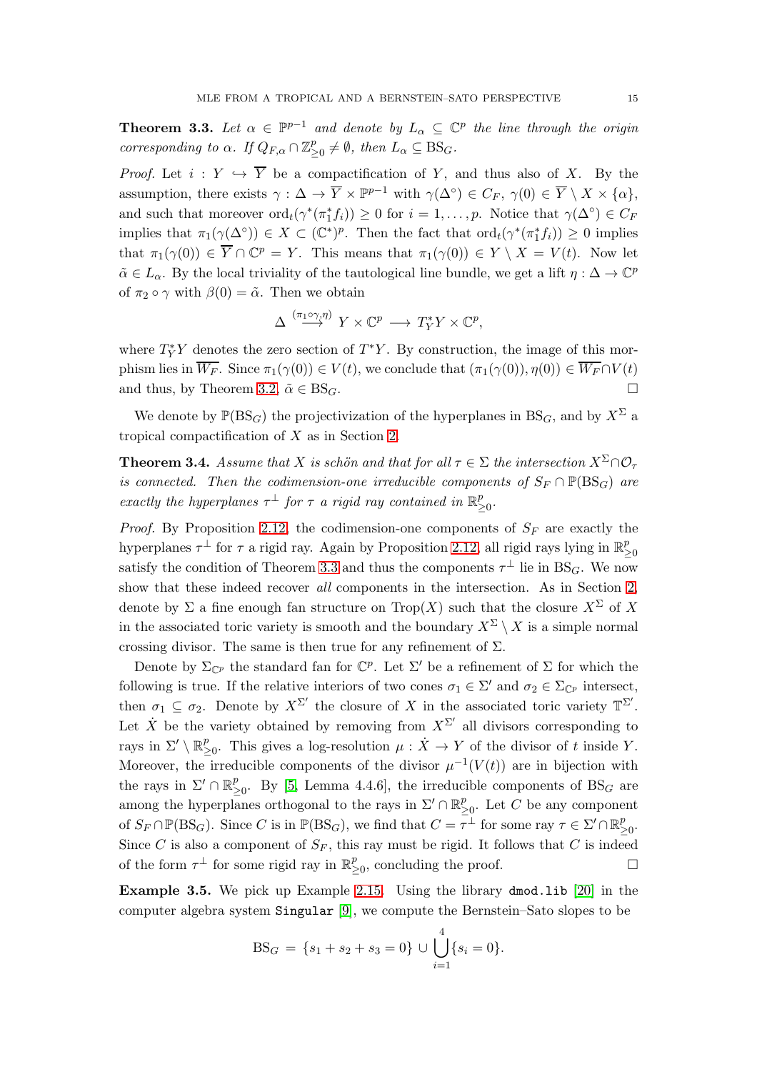**Theorem 3.3.** *Let $\alpha \in \mathbb{P}^{p-1}$ and denote by $L_\alpha \subseteq \mathbb{C}^p$ the line through the origin corresponding to $\alpha$. If $Q_{F,\alpha} \cap \mathbb{Z}^p_{\geq 0} \neq \emptyset$, then $L_\alpha \subseteq \mathrm{BS}_G$.*

*Proof.* Let $i : Y \hookrightarrow \overline{Y}$ be a compactification of $Y$, and thus also of $X$. By the assumption, there exists $\gamma : \Delta \to \overline{Y} \times \mathbb{P}^{p-1}$ with $\gamma(\Delta^\circ) \in C_F$, $\gamma(0) \in \overline{Y} \setminus X \times \{\alpha\}$, and such that moreover $\mathrm{ord}_t(\gamma^*(\pi_1^* f_i)) \geq 0$ for $i = 1, \dots, p$. Notice that $\gamma(\Delta^\circ) \in C_F$ implies that $\pi_1(\gamma(\Delta^\circ)) \in X \subset (\mathbb{C}^*)^p$. Then the fact that $\mathrm{ord}_t(\gamma^*(\pi_1^* f_i)) \geq 0$ implies that $\pi_1(\gamma(0)) \in \overline{Y} \cap \mathbb{C}^p = Y$. This means that $\pi_1(\gamma(0)) \in Y \setminus X = V(t)$. Now let $\tilde{\alpha} \in L_\alpha$. By the local triviality of the tautological line bundle, we get a lift $\eta : \Delta \to \mathbb{C}^p$ of $\pi_2 \circ \gamma$ with $\beta(0) = \tilde{\alpha}$. Then we obtain

$$\Delta \xrightarrow{(\pi_1 \circ \gamma, \eta)} Y \times \mathbb{C}^p \longrightarrow T^*_Y Y \times \mathbb{C}^p,$$

where $T^*_Y Y$ denotes the zero section of $T^*Y$. By construction, the image of this morphism lies in $\overline{W_F}$. Since $\pi_1(\gamma(0)) \in V(t)$, we conclude that $(\pi_1(\gamma(0)), \eta(0)) \in \overline{W_F} \cap V(t)$ and thus, by Theorem 3.2, $\tilde{\alpha} \in \mathrm{BS}_G$. □

We denote by $\mathbb{P}(\mathrm{BS}_G)$ the projectivization of the hyperplanes in $\mathrm{BS}_G$, and by $X^\Sigma$ a tropical compactification of $X$ as in Section 2.

**Theorem 3.4.** *Assume that $X$ is schön and that for all $\tau \in \Sigma$ the intersection $X^\Sigma \cap \mathcal{O}_\tau$ is connected. Then the codimension-one irreducible components of $S_F \cap \mathbb{P}(\mathrm{BS}_G)$ are exactly the hyperplanes $\tau^\perp$ for $\tau$ a rigid ray contained in $\mathbb{R}^p_{\geq 0}$.*

*Proof.* By Proposition 2.12, the codimension-one components of $S_F$ are exactly the hyperplanes $\tau^\perp$ for $\tau$ a rigid ray. Again by Proposition 2.12, all rigid rays lying in $\mathbb{R}^p_{\geq 0}$ satisfy the condition of Theorem 3.3 and thus the components $\tau^\perp$ lie in $\mathrm{BS}_G$. We now show that these indeed recover *all* components in the intersection. As in Section 2, denote by $\Sigma$ a fine enough fan structure on $\mathrm{Trop}(X)$ such that the closure $X^\Sigma$ of $X$ in the associated toric variety is smooth and the boundary $X^\Sigma \setminus X$ is a simple normal crossing divisor. The same is then true for any refinement of $\Sigma$.

Denote by $\Sigma_{\mathbb{C}^p}$ the standard fan for $\mathbb{C}^p$. Let $\Sigma'$ be a refinement of $\Sigma$ for which the following is true. If the relative interiors of two cones $\sigma_1 \in \Sigma'$ and $\sigma_2 \in \Sigma_{\mathbb{C}^p}$ intersect, then $\sigma_1 \subseteq \sigma_2$. Denote by $X^{\Sigma'}$ the closure of $X$ in the associated toric variety $\mathbb{T}^{\Sigma'}$. Let $\dot{X}$ be the variety obtained by removing from $X^{\Sigma'}$ all divisors corresponding to rays in $\Sigma' \setminus \mathbb{R}^p_{\geq 0}$. This gives a log-resolution $\mu : \dot{X} \to Y$ of the divisor of $t$ inside $Y$. Moreover, the irreducible components of the divisor $\mu^{-1}(V(t))$ are in bijection with the rays in $\Sigma' \cap \mathbb{R}^p_{\geq 0}$. By [5, Lemma 4.4.6], the irreducible components of $\mathrm{BS}_G$ are among the hyperplanes orthogonal to the rays in $\Sigma' \cap \mathbb{R}^p_{\geq 0}$. Let $C$ be any component of $S_F \cap \mathbb{P}(\mathrm{BS}_G)$. Since $C$ is in $\mathbb{P}(\mathrm{BS}_G)$, we find that $C = \tau^\perp$ for some ray $\tau \in \Sigma' \cap \mathbb{R}^p_{\geq 0}$. Since $C$ is also a component of $S_F$, this ray must be rigid. It follows that $C$ is indeed of the form $\tau^\perp$ for some rigid ray in $\mathbb{R}^p_{\geq 0}$, concluding the proof. □

**Example 3.5.** We pick up Example 2.15. Using the library `dmod.lib` [20] in the computer algebra system `Singular` [9], we compute the Bernstein–Sato slopes to be

$$\mathrm{BS}_G = \{s_1 + s_2 + s_3 = 0\} \cup \bigcup_{i=1}^{4} \{s_i = 0\}.$$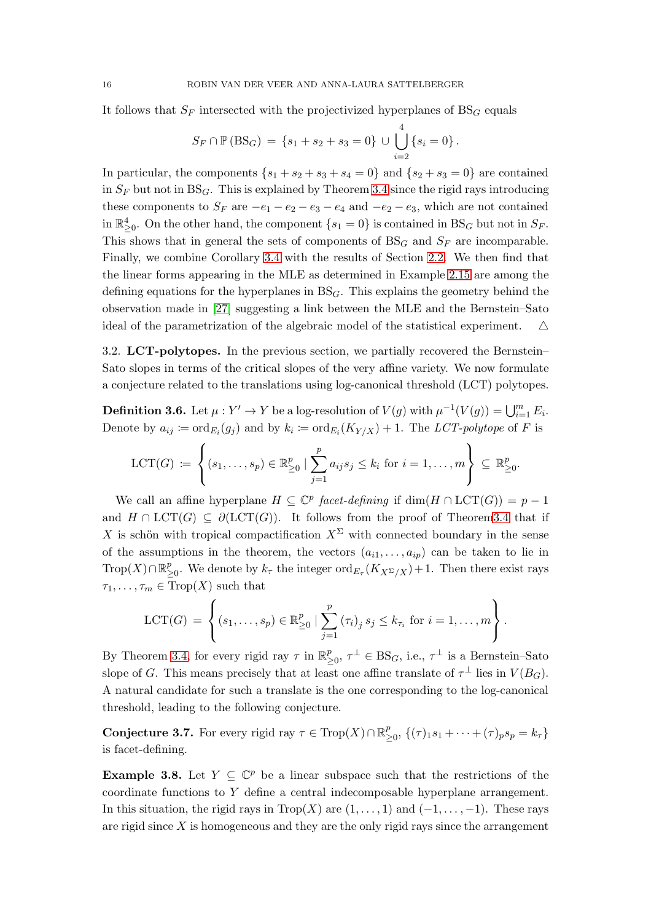It follows that $S_F$ intersected with the projectivized hyperplanes of $\mathrm{BS}_G$ equals

$$S_F \cap \mathbb{P}(\mathrm{BS}_G) \,=\, \{s_1+s_2+s_3=0\} \,\cup\, \bigcup_{i=2}^{4} \{s_i=0\}\,.$$

In particular, the components $\{s_1+s_2+s_3+s_4=0\}$ and $\{s_2+s_3=0\}$ are contained in $S_F$ but not in $\mathrm{BS}_G$. This is explained by Theorem 3.4 since the rigid rays introducing these components to $S_F$ are $-e_1-e_2-e_3-e_4$ and $-e_2-e_3$, which are not contained in $\mathbb{R}^4_{\geq 0}$. On the other hand, the component $\{s_1=0\}$ is contained in $\mathrm{BS}_G$ but not in $S_F$. This shows that in general the sets of components of $\mathrm{BS}_G$ and $S_F$ are incomparable. Finally, we combine Corollary 3.4 with the results of Section 2.2. We then find that the linear forms appearing in the MLE as determined in Example 2.15 are among the defining equations for the hyperplanes in $\mathrm{BS}_G$. This explains the geometry behind the observation made in [27] suggesting a link between the MLE and the Bernstein–Sato ideal of the parametrization of the algebraic model of the statistical experiment. $\triangle$

3.2. **LCT-polytopes.** In the previous section, we partially recovered the Bernstein–Sato slopes in terms of the critical slopes of the very affine variety. We now formulate a conjecture related to the translations using log-canonical threshold (LCT) polytopes.

**Definition 3.6.** Let $\mu : Y' \to Y$ be a log-resolution of $V(g)$ with $\mu^{-1}(V(g)) = \bigcup_{i=1}^m E_i$. Denote by $a_{ij} \coloneqq \mathrm{ord}_{E_i}(g_j)$ and by $k_i \coloneqq \mathrm{ord}_{E_i}(K_{Y/X})+1$. The *LCT-polytope* of $F$ is

$$\mathrm{LCT}(G) \,\coloneqq\, \left\{ (s_1,\ldots,s_p) \in \mathbb{R}^p_{\geq 0} \mid \sum_{j=1}^{p} a_{ij}s_j \leq k_i \text{ for } i=1,\ldots,m \right\} \,\subseteq\, \mathbb{R}^p_{\geq 0}.$$

We call an affine hyperplane $H \subseteq \mathbb{C}^p$ *facet-defining* if $\dim(H \cap \mathrm{LCT}(G)) = p-1$ and $H \cap \mathrm{LCT}(G) \subseteq \partial(\mathrm{LCT}(G))$. It follows from the proof of Theorem 3.4 that if $X$ is schön with tropical compactification $X^\Sigma$ with connected boundary in the sense of the assumptions in the theorem, the vectors $(a_{i1},\ldots,a_{ip})$ can be taken to lie in $\mathrm{Trop}(X)\cap\mathbb{R}^p_{\geq 0}$. We denote by $k_\tau$ the integer $\mathrm{ord}_{E_\tau}(K_{X^\Sigma/X})+1$. Then there exist rays $\tau_1,\ldots,\tau_m \in \mathrm{Trop}(X)$ such that

$$\mathrm{LCT}(G) \,=\, \left\{ (s_1,\ldots,s_p) \in \mathbb{R}^p_{\geq 0} \mid \sum_{j=1}^{p} (\tau_i)_j\, s_j \leq k_{\tau_i} \text{ for } i=1,\ldots,m \right\}.$$

By Theorem 3.4, for every rigid ray $\tau$ in $\mathbb{R}^p_{\geq 0}$, $\tau^\perp \in \mathrm{BS}_G$, i.e., $\tau^\perp$ is a Bernstein–Sato slope of $G$. This means precisely that at least one affine translate of $\tau^\perp$ lies in $V(B_G)$. A natural candidate for such a translate is the one corresponding to the log-canonical threshold, leading to the following conjecture.

**Conjecture 3.7.** For every rigid ray $\tau \in \mathrm{Trop}(X)\cap\mathbb{R}^p_{\geq 0}$, $\{(\tau)_1 s_1 + \cdots + (\tau)_p s_p = k_\tau\}$ is facet-defining.

**Example 3.8.** Let $Y \subseteq \mathbb{C}^p$ be a linear subspace such that the restrictions of the coordinate functions to $Y$ define a central indecomposable hyperplane arrangement. In this situation, the rigid rays in $\mathrm{Trop}(X)$ are $(1,\ldots,1)$ and $(-1,\ldots,-1)$. These rays are rigid since $X$ is homogeneous and they are the only rigid rays since the arrangement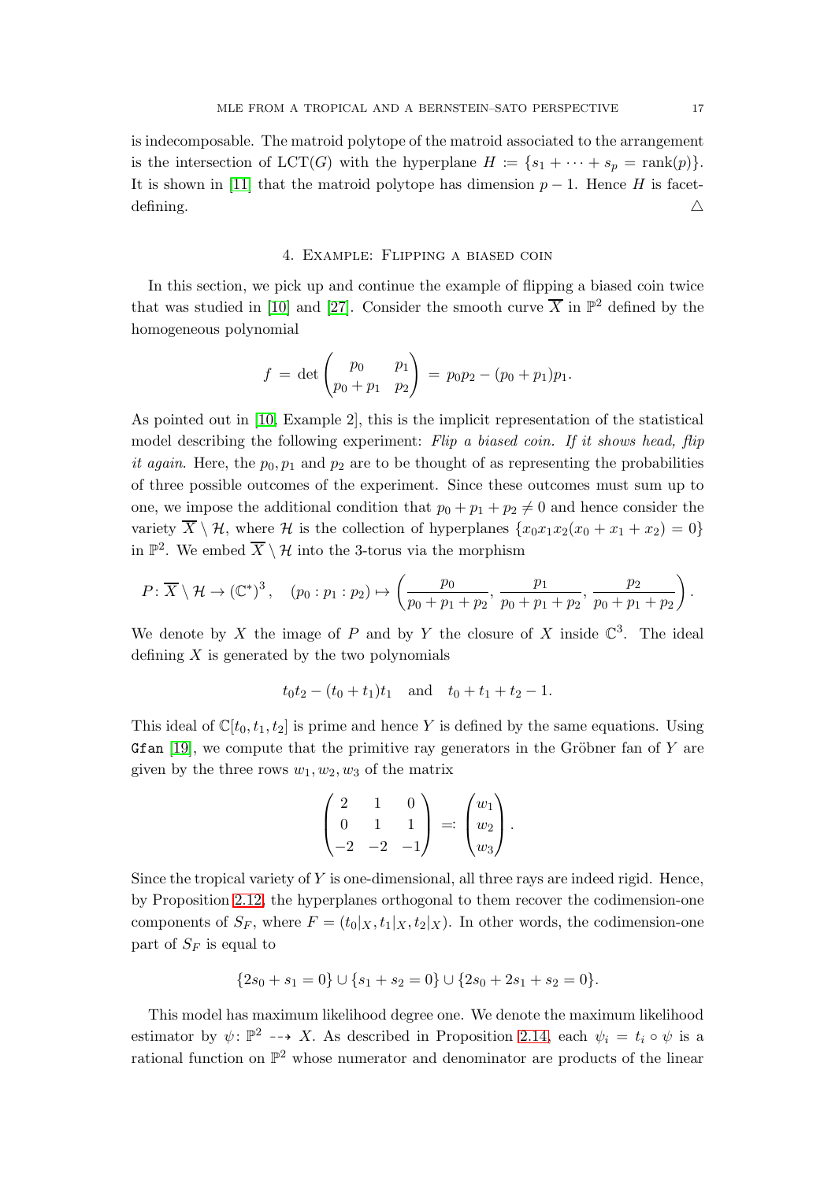is indecomposable. The matroid polytope of the matroid associated to the arrangement is the intersection of $\mathrm{LCT}(G)$ with the hyperplane $H := \{s_1 + \cdots + s_p = \mathrm{rank}(p)\}$. It is shown in [11] that the matroid polytope has dimension $p-1$. Hence $H$ is facet-defining. △

## 4. Example: Flipping a biased coin

In this section, we pick up and continue the example of flipping a biased coin twice that was studied in [10] and [27]. Consider the smooth curve $\overline{X}$ in $\mathbb{P}^2$ defined by the homogeneous polynomial

$$f \,=\, \det \begin{pmatrix} p_0 & p_1 \\ p_0 + p_1 & p_2 \end{pmatrix} \,=\, p_0p_2 - (p_0+p_1)p_1.$$

As pointed out in [10, Example 2], this is the implicit representation of the statistical model describing the following experiment: *Flip a biased coin. If it shows head, flip it again*. Here, the $p_0, p_1$ and $p_2$ are to be thought of as representing the probabilities of three possible outcomes of the experiment. Since these outcomes must sum up to one, we impose the additional condition that $p_0 + p_1 + p_2 \neq 0$ and hence consider the variety $\overline{X} \setminus \mathcal{H}$, where $\mathcal{H}$ is the collection of hyperplanes $\{x_0x_1x_2(x_0+x_1+x_2) = 0\}$ in $\mathbb{P}^2$. We embed $\overline{X} \setminus \mathcal{H}$ into the 3-torus via the morphism

$$P\colon \overline{X} \setminus \mathcal{H} \to (\mathbb{C}^*)^3, \quad (p_0 : p_1 : p_2) \mapsto \left( \frac{p_0}{p_0+p_1+p_2}, \frac{p_1}{p_0+p_1+p_2}, \frac{p_2}{p_0+p_1+p_2} \right).$$

We denote by $X$ the image of $P$ and by $Y$ the closure of $X$ inside $\mathbb{C}^3$. The ideal defining $X$ is generated by the two polynomials

$$t_0t_2 - (t_0+t_1)t_1 \quad \text{and} \quad t_0 + t_1 + t_2 - 1.$$

This ideal of $\mathbb{C}[t_0, t_1, t_2]$ is prime and hence $Y$ is defined by the same equations. Using `Gfan` [19], we compute that the primitive ray generators in the Gröbner fan of $Y$ are given by the three rows $w_1, w_2, w_3$ of the matrix

$$\begin{pmatrix} 2 & 1 & 0 \\ 0 & 1 & 1 \\ -2 & -2 & -1 \end{pmatrix} \,=:\, \begin{pmatrix} w_1 \\ w_2 \\ w_3 \end{pmatrix}.$$

Since the tropical variety of $Y$ is one-dimensional, all three rays are indeed rigid. Hence, by Proposition 2.12, the hyperplanes orthogonal to them recover the codimension-one components of $S_F$, where $F = (t_0|_X, t_1|_X, t_2|_X)$. In other words, the codimension-one part of $S_F$ is equal to

$$\{2s_0 + s_1 = 0\} \cup \{s_1 + s_2 = 0\} \cup \{2s_0 + 2s_1 + s_2 = 0\}.$$

This model has maximum likelihood degree one. We denote the maximum likelihood estimator by $\psi\colon \mathbb{P}^2 \dashrightarrow X$. As described in Proposition 2.14, each $\psi_i = t_i \circ \psi$ is a rational function on $\mathbb{P}^2$ whose numerator and denominator are products of the linear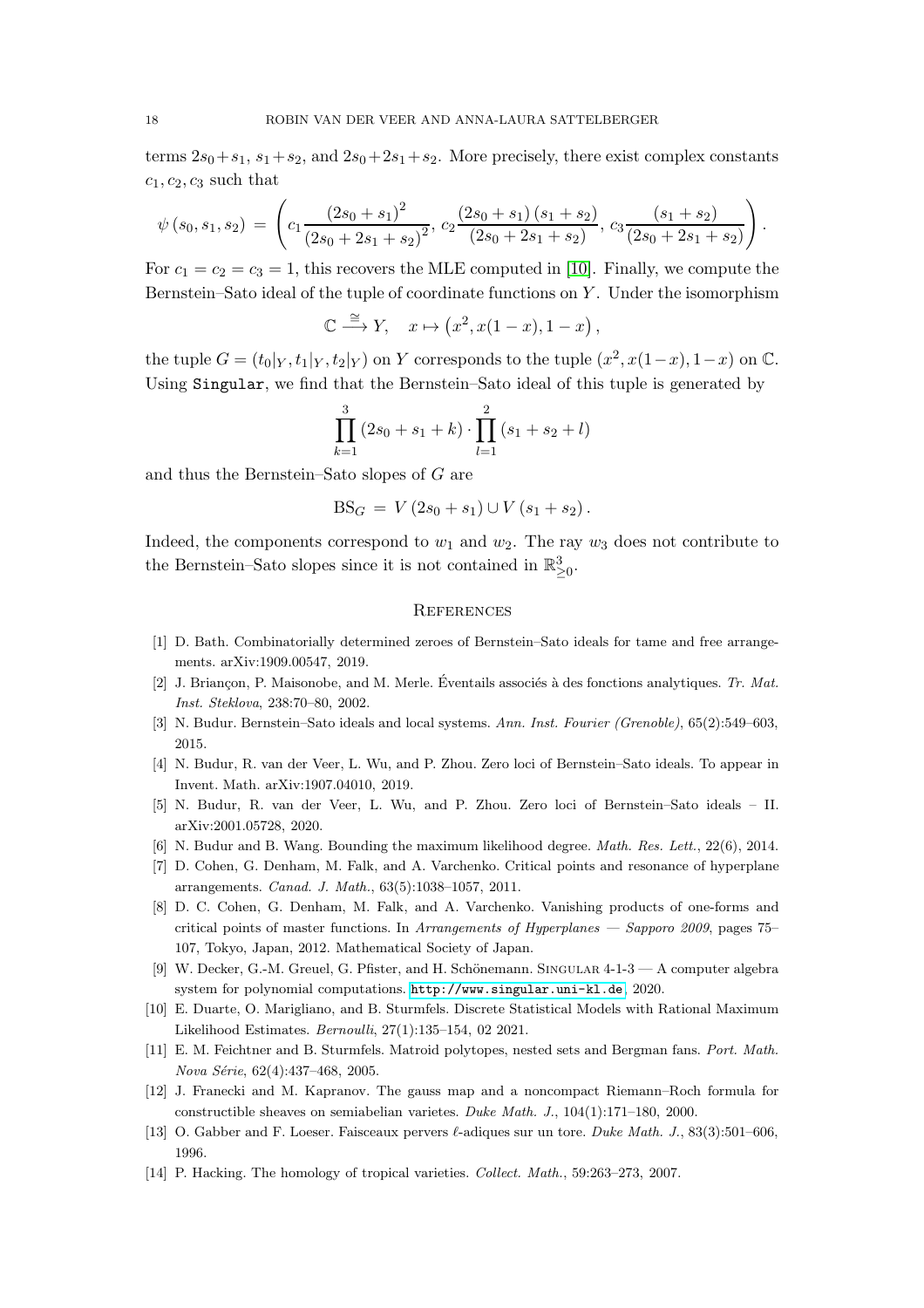terms $2s_0+s_1$, $s_1+s_2$, and $2s_0+2s_1+s_2$. More precisely, there exist complex constants $c_1, c_2, c_3$ such that

$$\psi(s_0, s_1, s_2) = \left( c_1 \frac{(2s_0+s_1)^2}{(2s_0+2s_1+s_2)^2},\ c_2 \frac{(2s_0+s_1)(s_1+s_2)}{(2s_0+2s_1+s_2)},\ c_3 \frac{(s_1+s_2)}{(2s_0+2s_1+s_2)} \right).$$

For $c_1 = c_2 = c_3 = 1$, this recovers the MLE computed in [10]. Finally, we compute the Bernstein–Sato ideal of the tuple of coordinate functions on $Y$. Under the isomorphism

$$\mathbb{C} \xrightarrow{\cong} Y, \quad x \mapsto \left(x^2, x(1-x), 1-x\right),$$

the tuple $G = (t_0|_Y, t_1|_Y, t_2|_Y)$ on $Y$ corresponds to the tuple $(x^2, x(1-x), 1-x)$ on $\mathbb{C}$. Using `Singular`, we find that the Bernstein–Sato ideal of this tuple is generated by

$$\prod_{k=1}^{3} (2s_0+s_1+k) \cdot \prod_{l=1}^{2} (s_1+s_2+l)$$

and thus the Bernstein–Sato slopes of $G$ are

$$\mathrm{BS}_G = V(2s_0+s_1) \cup V(s_1+s_2).$$

Indeed, the components correspond to $w_1$ and $w_2$. The ray $w_3$ does not contribute to the Bernstein–Sato slopes since it is not contained in $\mathbb{R}^3_{\geq 0}$.

## References

[1] D. Bath. Combinatorially determined zeroes of Bernstein–Sato ideals for tame and free arrangements. arXiv:1909.00547, 2019.

[2] J. Briançon, P. Maisonobe, and M. Merle. Éventails associés à des fonctions analytiques. *Tr. Mat. Inst. Steklova*, 238:70–80, 2002.

[3] N. Budur. Bernstein–Sato ideals and local systems. *Ann. Inst. Fourier (Grenoble)*, 65(2):549–603, 2015.

[4] N. Budur, R. van der Veer, L. Wu, and P. Zhou. Zero loci of Bernstein–Sato ideals. To appear in Invent. Math. arXiv:1907.04010, 2019.

[5] N. Budur, R. van der Veer, L. Wu, and P. Zhou. Zero loci of Bernstein–Sato ideals – II. arXiv:2001.05728, 2020.

[6] N. Budur and B. Wang. Bounding the maximum likelihood degree. *Math. Res. Lett.*, 22(6), 2014.

[7] D. Cohen, G. Denham, M. Falk, and A. Varchenko. Critical points and resonance of hyperplane arrangements. *Canad. J. Math.*, 63(5):1038–1057, 2011.

[8] D. C. Cohen, G. Denham, M. Falk, and A. Varchenko. Vanishing products of one-forms and critical points of master functions. In *Arrangements of Hyperplanes — Sapporo 2009*, pages 75–107, Tokyo, Japan, 2012. Mathematical Society of Japan.

[9] W. Decker, G.-M. Greuel, G. Pfister, and H. Schönemann. Singular 4-1-3 — A computer algebra system for polynomial computations. http://www.singular.uni-kl.de, 2020.

[10] E. Duarte, O. Marigliano, and B. Sturmfels. Discrete Statistical Models with Rational Maximum Likelihood Estimates. *Bernoulli*, 27(1):135–154, 02 2021.

[11] E. M. Feichtner and B. Sturmfels. Matroid polytopes, nested sets and Bergman fans. *Port. Math. Nova Série*, 62(4):437–468, 2005.

[12] J. Franecki and M. Kapranov. The gauss map and a noncompact Riemann–Roch formula for constructible sheaves on semiabelian varieties. *Duke Math. J.*, 104(1):171–180, 2000.

[13] O. Gabber and F. Loeser. Faisceaux pervers $\ell$-adiques sur un tore. *Duke Math. J.*, 83(3):501–606, 1996.

[14] P. Hacking. The homology of tropical varieties. *Collect. Math.*, 59:263–273, 2007.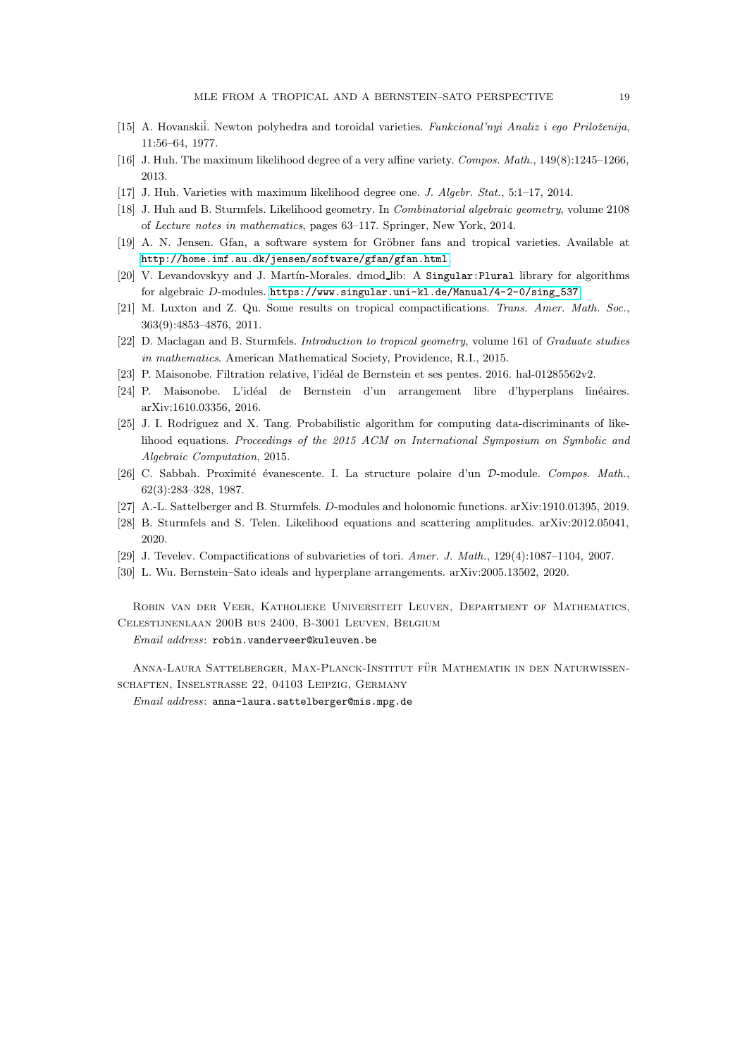[15] A. Hovanskiĭ. Newton polyhedra and toroidal varieties. *Funkcional'nyi Analiz i ego Priloženija*, 11:56–64, 1977.

[16] J. Huh. The maximum likelihood degree of a very affine variety. *Compos. Math.*, 149(8):1245–1266, 2013.

[17] J. Huh. Varieties with maximum likelihood degree one. *J. Algebr. Stat.*, 5:1–17, 2014.

[18] J. Huh and B. Sturmfels. Likelihood geometry. In *Combinatorial algebraic geometry*, volume 2108 of *Lecture notes in mathematics*, pages 63–117. Springer, New York, 2014.

[19] A. N. Jensen. Gfan, a software system for Gröbner fans and tropical varieties. Available at `http://home.imf.au.dk/jensen/software/gfan/gfan.html`.

[20] V. Levandovskyy and J. Martín-Morales. dmod_lib: A `Singular:Plural` library for algorithms for algebraic $D$-modules. `https://www.singular.uni-kl.de/Manual/4-2-0/sing_537`.

[21] M. Luxton and Z. Qu. Some results on tropical compactifications. *Trans. Amer. Math. Soc.*, 363(9):4853–4876, 2011.

[22] D. Maclagan and B. Sturmfels. *Introduction to tropical geometry*, volume 161 of *Graduate studies in mathematics*. American Mathematical Society, Providence, R.I., 2015.

[23] P. Maisonobe. Filtration relative, l'idéal de Bernstein et ses pentes. 2016. hal-01285562v2.

[24] P. Maisonobe. L'idéal de Bernstein d'un arrangement libre d'hyperplans linéaires. arXiv:1610.03356, 2016.

[25] J. I. Rodriguez and X. Tang. Probabilistic algorithm for computing data-discriminants of likelihood equations. *Proceedings of the 2015 ACM on International Symposium on Symbolic and Algebraic Computation*, 2015.

[26] C. Sabbah. Proximité évanescente. I. La structure polaire d'un $\mathcal{D}$-module. *Compos. Math.*, 62(3):283–328, 1987.

[27] A.-L. Sattelberger and B. Sturmfels. $D$-modules and holonomic functions. arXiv:1910.01395, 2019.

[28] B. Sturmfels and S. Telen. Likelihood equations and scattering amplitudes. arXiv:2012.05041, 2020.

[29] J. Tevelev. Compactifications of subvarieties of tori. *Amer. J. Math.*, 129(4):1087–1104, 2007.

[30] L. Wu. Bernstein–Sato ideals and hyperplane arrangements. arXiv:2005.13502, 2020.

Robin van der Veer, Katholieke Universiteit Leuven, Department of Mathematics, Celestijnenlaan 200B bus 2400, B-3001 Leuven, Belgium

*Email address*: `robin.vanderveer@kuleuven.be`

Anna-Laura Sattelberger, Max-Planck-Institut für Mathematik in den Naturwissenschaften, Inselstrasse 22, 04103 Leipzig, Germany

*Email address*: `anna-laura.sattelberger@mis.mpg.de`